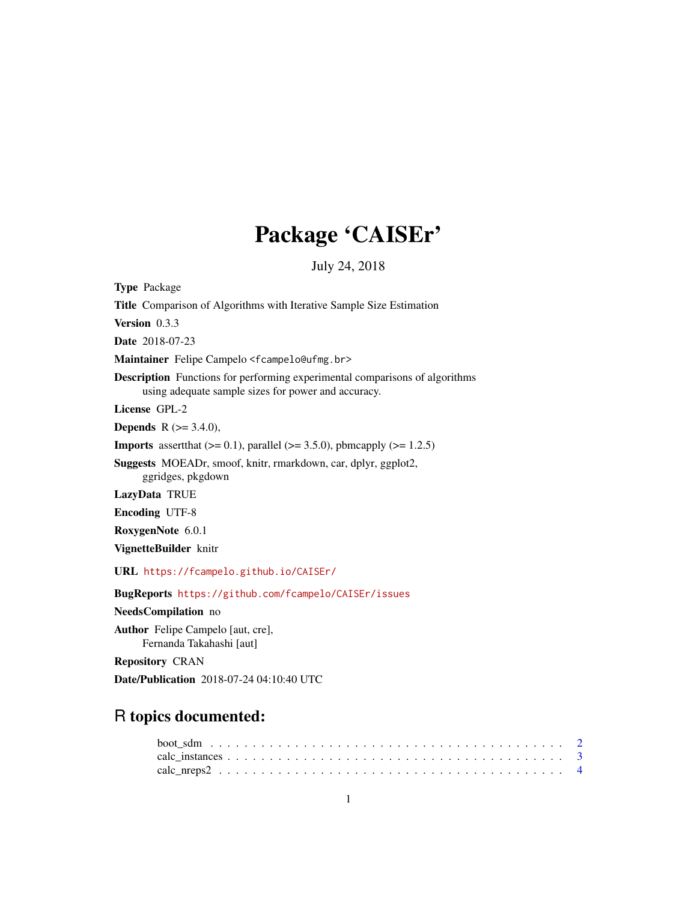# Package 'CAISEr'

July 24, 2018

**Type** Package

**Title** Comparison of Algorithms with Iterative Sample Size Estimation

**Version** 0.3.3

**Date** 2018-07-23

**Maintainer** Felipe Campelo <fcampelo@ufmg.br>

**Description** Functions for performing experimental comparisons of algorithms using adequate sample sizes for power and accuracy.

**License** GPL-2

**Depends** R (>= 3.4.0),

**Imports** assertthat (>= 0.1), parallel (>= 3.5.0), pbmcapply (>= 1.2.5)

**Suggests** MOEADr, smoof, knitr, rmarkdown, car, dplyr, ggplot2, ggridges, pkgdown

**LazyData** TRUE

**Encoding** UTF-8

**RoxygenNote** 6.0.1

**VignetteBuilder** knitr

**URL** https://fcampelo.github.io/CAISEr/

**BugReports** https://github.com/fcampelo/CAISEr/issues

**NeedsCompilation** no

**Author** Felipe Campelo [aut, cre], Fernanda Takahashi [aut]

**Repository** CRAN

**Date/Publication** 2018-07-24 04:10:40 UTC

## R topics documented:

boot_sdm . . . . . . . . . . . . . . . . . . . . . . . . . . . . . . . . . . . . . . . . 2
calc_instances . . . . . . . . . . . . . . . . . . . . . . . . . . . . . . . . . . . . . 3
calc_nreps2 . . . . . . . . . . . . . . . . . . . . . . . . . . . . . . . . . . . . . . . 4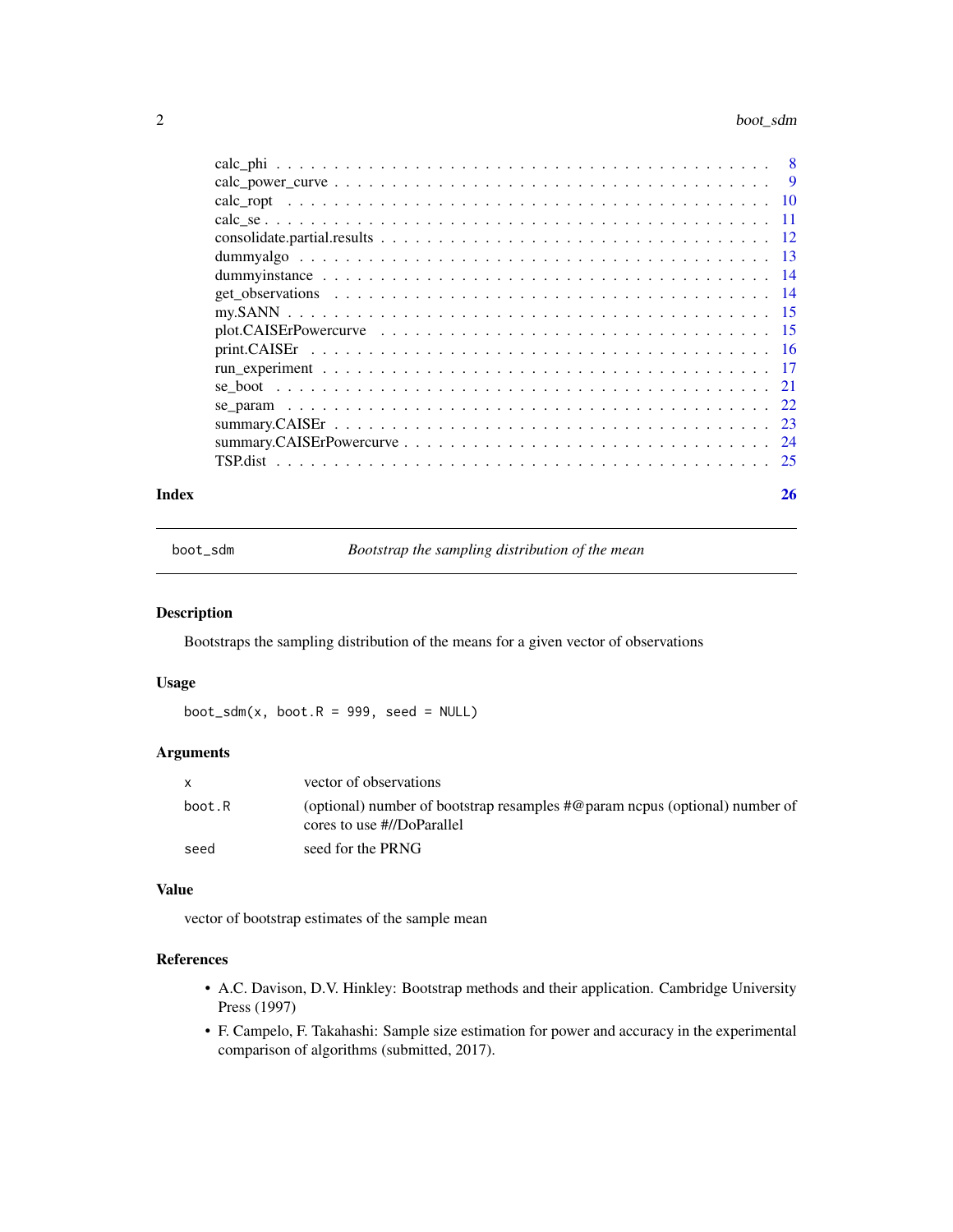calc_phi . . . . . . . . . . . . . . . . . . . . . . . . . . . . . . . . . . . . . . . . 8
calc_power_curve . . . . . . . . . . . . . . . . . . . . . . . . . . . . . . . . . . . . 9
calc_ropt . . . . . . . . . . . . . . . . . . . . . . . . . . . . . . . . . . . . . . . 10
calc_se . . . . . . . . . . . . . . . . . . . . . . . . . . . . . . . . . . . . . . . . 11
consolidate.partial.results . . . . . . . . . . . . . . . . . . . . . . . . . . . . . . 12
dummyalgo . . . . . . . . . . . . . . . . . . . . . . . . . . . . . . . . . . . . . . . 13
dummyinstance . . . . . . . . . . . . . . . . . . . . . . . . . . . . . . . . . . . . . 14
get_observations . . . . . . . . . . . . . . . . . . . . . . . . . . . . . . . . . . . 14
my.SANN . . . . . . . . . . . . . . . . . . . . . . . . . . . . . . . . . . . . . . . . 15
plot.CAISErPowercurve . . . . . . . . . . . . . . . . . . . . . . . . . . . . . . . . 15
print.CAISEr . . . . . . . . . . . . . . . . . . . . . . . . . . . . . . . . . . . . . 16
run_experiment . . . . . . . . . . . . . . . . . . . . . . . . . . . . . . . . . . . . 17
se_boot . . . . . . . . . . . . . . . . . . . . . . . . . . . . . . . . . . . . . . . . 21
se_param . . . . . . . . . . . . . . . . . . . . . . . . . . . . . . . . . . . . . . . 22
summary.CAISEr . . . . . . . . . . . . . . . . . . . . . . . . . . . . . . . . . . . . 23
summary.CAISErPowercurve . . . . . . . . . . . . . . . . . . . . . . . . . . . . . . . 24
TSP.dist . . . . . . . . . . . . . . . . . . . . . . . . . . . . . . . . . . . . . . . 25

**Index** 26

---

## boot_sdm — *Bootstrap the sampling distribution of the mean*

### Description

Bootstraps the sampling distribution of the means for a given vector of observations

### Usage

```
boot_sdm(x, boot.R = 999, seed = NULL)
```

### Arguments

| | |
|---|---|
| `x` | vector of observations |
| `boot.R` | (optional) number of bootstrap resamples #@param ncpus (optional) number of cores to use #//DoParallel |
| `seed` | seed for the PRNG |

### Value

vector of bootstrap estimates of the sample mean

### References

- A.C. Davison, D.V. Hinkley: Bootstrap methods and their application. Cambridge University Press (1997)
- F. Campelo, F. Takahashi: Sample size estimation for power and accuracy in the experimental comparison of algorithms (submitted, 2017).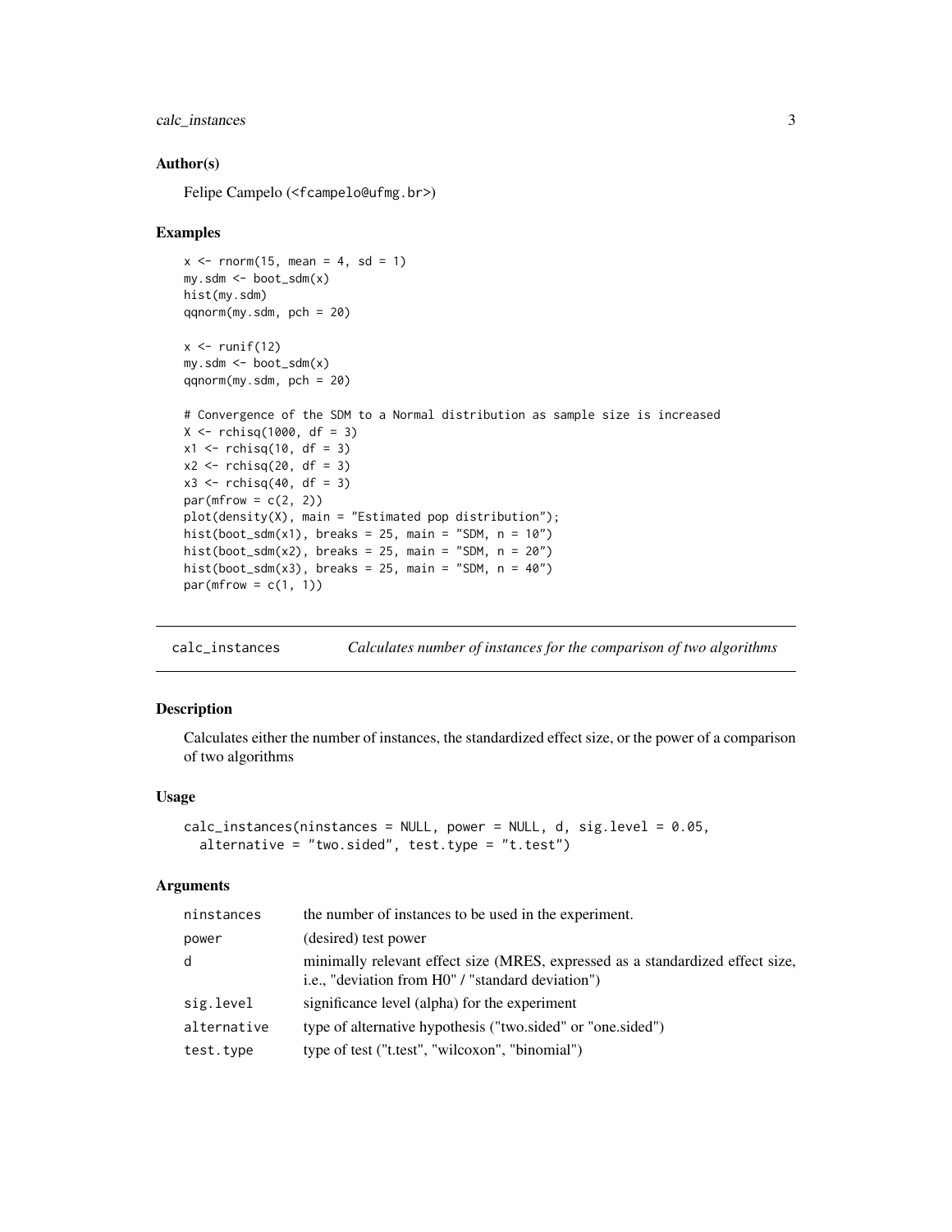### Author(s)

Felipe Campelo (<fcampelo@ufmg.br>)

### Examples

```
x <- rnorm(15, mean = 4, sd = 1)
my.sdm <- boot_sdm(x)
hist(my.sdm)
qqnorm(my.sdm, pch = 20)

x <- runif(12)
my.sdm <- boot_sdm(x)
qqnorm(my.sdm, pch = 20)

# Convergence of the SDM to a Normal distribution as sample size is increased
X <- rchisq(1000, df = 3)
x1 <- rchisq(10, df = 3)
x2 <- rchisq(20, df = 3)
x3 <- rchisq(40, df = 3)
par(mfrow = c(2, 2))
plot(density(X), main = "Estimated pop distribution");
hist(boot_sdm(x1), breaks = 25, main = "SDM, n = 10")
hist(boot_sdm(x2), breaks = 25, main = "SDM, n = 20")
hist(boot_sdm(x3), breaks = 25, main = "SDM, n = 40")
par(mfrow = c(1, 1))
```

---

## calc_instances — *Calculates number of instances for the comparison of two algorithms*

### Description

Calculates either the number of instances, the standardized effect size, or the power of a comparison of two algorithms

### Usage

```
calc_instances(ninstances = NULL, power = NULL, d, sig.level = 0.05,
  alternative = "two.sided", test.type = "t.test")
```

### Arguments

| | |
|---|---|
| ninstances | the number of instances to be used in the experiment. |
| power | (desired) test power |
| d | minimally relevant effect size (MRES, expressed as a standardized effect size, i.e., "deviation from H0" / "standard deviation") |
| sig.level | significance level (alpha) for the experiment |
| alternative | type of alternative hypothesis ("two.sided" or "one.sided") |
| test.type | type of test ("t.test", "wilcoxon", "binomial") |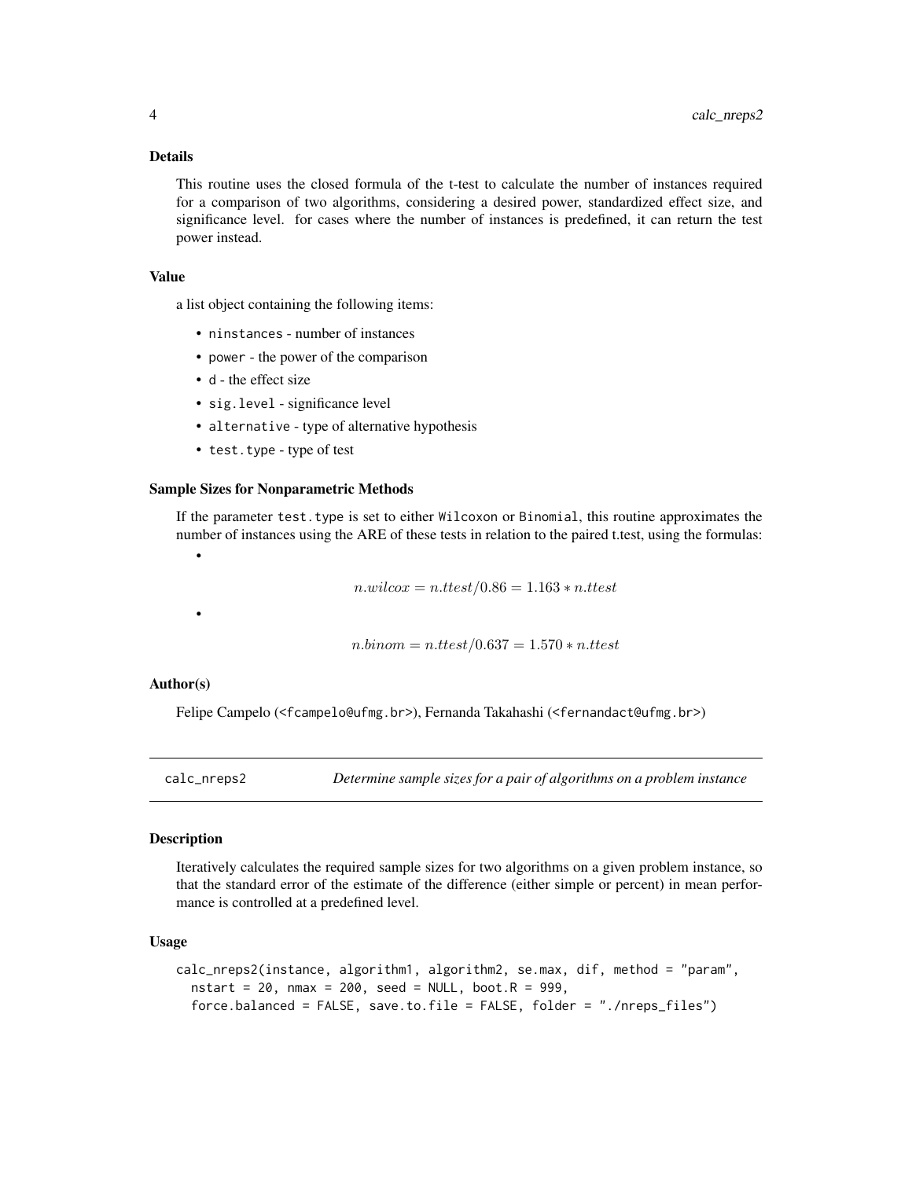### Details

This routine uses the closed formula of the t-test to calculate the number of instances required for a comparison of two algorithms, considering a desired power, standardized effect size, and significance level. for cases where the number of instances is predefined, it can return the test power instead.

### Value

a list object containing the following items:

- `ninstances` - number of instances
- `power` - the power of the comparison
- `d` - the effect size
- `sig.level` - significance level
- `alternative` - type of alternative hypothesis
- `test.type` - type of test

### Sample Sizes for Nonparametric Methods

If the parameter `test.type` is set to either `Wilcoxon` or `Binomial`, this routine approximates the number of instances using the ARE of these tests in relation to the paired t.test, using the formulas:

- $$n.wilcox = n.ttest/0.86 = 1.163 * n.ttest$$
- $$n.binom = n.ttest/0.637 = 1.570 * n.ttest$$

### Author(s)

Felipe Campelo (<fcampelo@ufmg.br>), Fernanda Takahashi (<fernandact@ufmg.br>)

---

## calc_nreps2 — *Determine sample sizes for a pair of algorithms on a problem instance*

### Description

Iteratively calculates the required sample sizes for two algorithms on a given problem instance, so that the standard error of the estimate of the difference (either simple or percent) in mean performance is controlled at a predefined level.

### Usage

```
calc_nreps2(instance, algorithm1, algorithm2, se.max, dif, method = "param",
  nstart = 20, nmax = 200, seed = NULL, boot.R = 999,
  force.balanced = FALSE, save.to.file = FALSE, folder = "./nreps_files")
```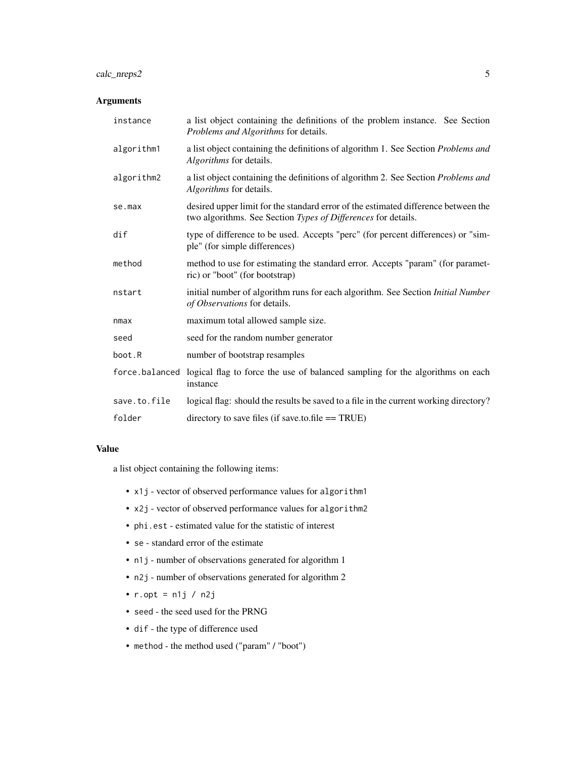## Arguments

| | |
|---|---|
| `instance` | a list object containing the definitions of the problem instance. See Section *Problems and Algorithms* for details. |
| `algorithm1` | a list object containing the definitions of algorithm 1. See Section *Problems and Algorithms* for details. |
| `algorithm2` | a list object containing the definitions of algorithm 2. See Section *Problems and Algorithms* for details. |
| `se.max` | desired upper limit for the standard error of the estimated difference between the two algorithms. See Section *Types of Differences* for details. |
| `dif` | type of difference to be used. Accepts "perc" (for percent differences) or "simple" (for simple differences) |
| `method` | method to use for estimating the standard error. Accepts "param" (for parametric) or "boot" (for bootstrap) |
| `nstart` | initial number of algorithm runs for each algorithm. See Section *Initial Number of Observations* for details. |
| `nmax` | maximum total allowed sample size. |
| `seed` | seed for the random number generator |
| `boot.R` | number of bootstrap resamples |
| `force.balanced` | logical flag to force the use of balanced sampling for the algorithms on each instance |
| `save.to.file` | logical flag: should the results be saved to a file in the current working directory? |
| `folder` | directory to save files (if save.to.file == TRUE) |

## Value

a list object containing the following items:

- `x1j` - vector of observed performance values for `algorithm1`
- `x2j` - vector of observed performance values for `algorithm2`
- `phi.est` - estimated value for the statistic of interest
- `se` - standard error of the estimate
- `n1j` - number of observations generated for algorithm 1
- `n2j` - number of observations generated for algorithm 2
- `r.opt = n1j / n2j`
- `seed` - the seed used for the PRNG
- `dif` - the type of difference used
- `method` - the method used ("param" / "boot")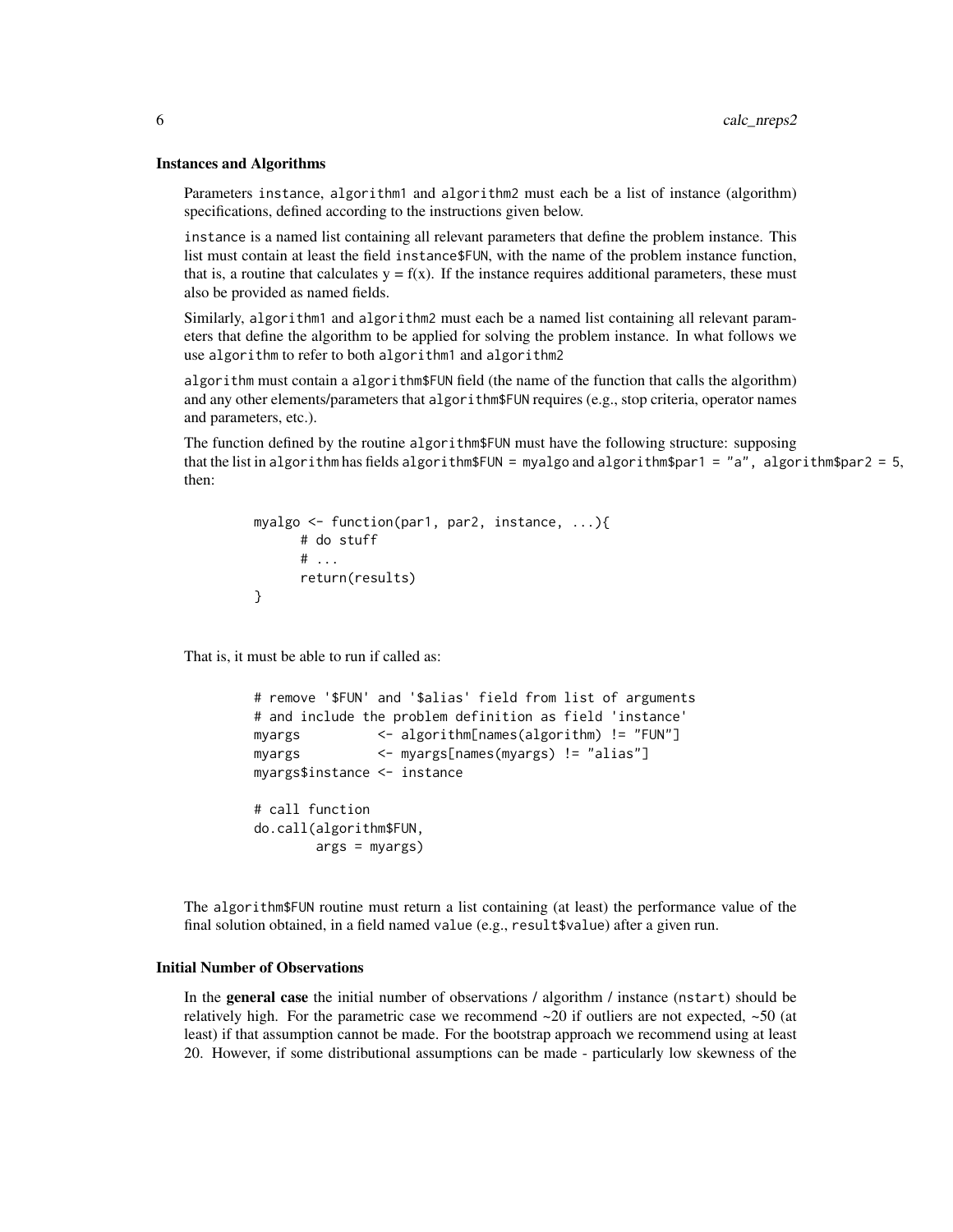### Instances and Algorithms

Parameters `instance`, `algorithm1` and `algorithm2` must each be a list of instance (algorithm) specifications, defined according to the instructions given below.

`instance` is a named list containing all relevant parameters that define the problem instance. This list must contain at least the field `instance$FUN`, with the name of the problem instance function, that is, a routine that calculates y = f(x). If the instance requires additional parameters, these must also be provided as named fields.

Similarly, `algorithm1` and `algorithm2` must each be a named list containing all relevant parameters that define the algorithm to be applied for solving the problem instance. In what follows we use `algorithm` to refer to both `algorithm1` and `algorithm2`

`algorithm` must contain a `algorithm$FUN` field (the name of the function that calls the algorithm) and any other elements/parameters that `algorithm$FUN` requires (e.g., stop criteria, operator names and parameters, etc.).

The function defined by the routine `algorithm$FUN` must have the following structure: supposing that the list in `algorithm` has fields `algorithm$FUN = myalgo` and `algorithm$par1 = "a", algorithm$par2 = 5`, then:

```
myalgo <- function(par1, par2, instance, ...){
      # do stuff
      # ...
      return(results)
}
```

That is, it must be able to run if called as:

```
# remove '$FUN' and '$alias' field from list of arguments
# and include the problem definition as field 'instance'
myargs          <- algorithm[names(algorithm) != "FUN"]
myargs          <- myargs[names(myargs) != "alias"]
myargs$instance <- instance

# call function
do.call(algorithm$FUN,
        args = myargs)
```

The `algorithm$FUN` routine must return a list containing (at least) the performance value of the final solution obtained, in a field named `value` (e.g., `result$value`) after a given run.

### Initial Number of Observations

In the **general case** the initial number of observations / algorithm / instance (`nstart`) should be relatively high. For the parametric case we recommend ~20 if outliers are not expected, ~50 (at least) if that assumption cannot be made. For the bootstrap approach we recommend using at least 20. However, if some distributional assumptions can be made - particularly low skewness of the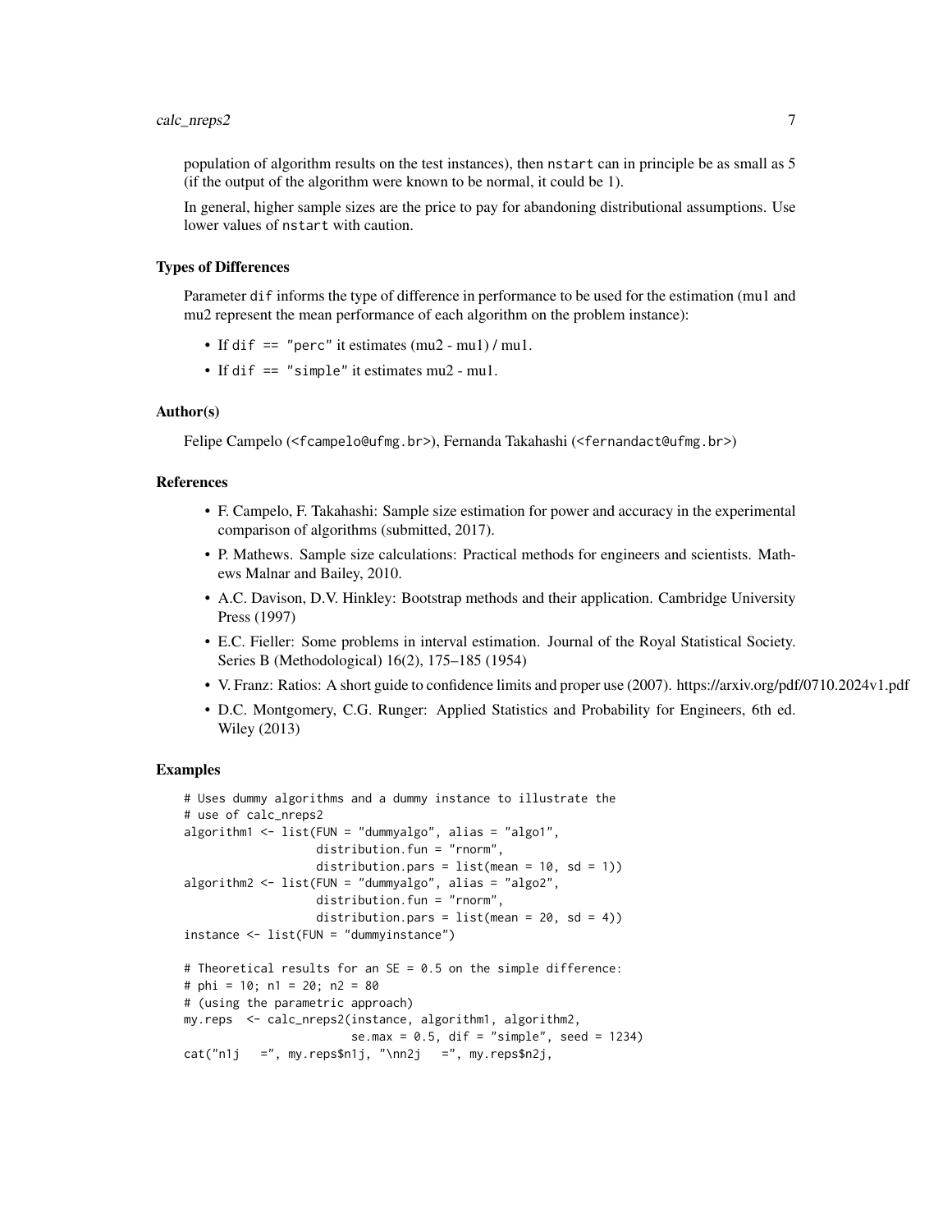population of algorithm results on the test instances), then nstart can in principle be as small as 5 (if the output of the algorithm were known to be normal, it could be 1).

In general, higher sample sizes are the price to pay for abandoning distributional assumptions. Use lower values of nstart with caution.

### Types of Differences

Parameter dif informs the type of difference in performance to be used for the estimation (mu1 and mu2 represent the mean performance of each algorithm on the problem instance):

- If dif == "perc" it estimates (mu2 - mu1) / mu1.
- If dif == "simple" it estimates mu2 - mu1.

### Author(s)

Felipe Campelo (<fcampelo@ufmg.br>), Fernanda Takahashi (<fernandact@ufmg.br>)

### References

- F. Campelo, F. Takahashi: Sample size estimation for power and accuracy in the experimental comparison of algorithms (submitted, 2017).
- P. Mathews. Sample size calculations: Practical methods for engineers and scientists. Mathews Malnar and Bailey, 2010.
- A.C. Davison, D.V. Hinkley: Bootstrap methods and their application. Cambridge University Press (1997)
- E.C. Fieller: Some problems in interval estimation. Journal of the Royal Statistical Society. Series B (Methodological) 16(2), 175–185 (1954)
- V. Franz: Ratios: A short guide to confidence limits and proper use (2007). https://arxiv.org/pdf/0710.2024v1.pdf
- D.C. Montgomery, C.G. Runger: Applied Statistics and Probability for Engineers, 6th ed. Wiley (2013)

### Examples

```
# Uses dummy algorithms and a dummy instance to illustrate the
# use of calc_nreps2
algorithm1 <- list(FUN = "dummyalgo", alias = "algo1",
                   distribution.fun = "rnorm",
                   distribution.pars = list(mean = 10, sd = 1))
algorithm2 <- list(FUN = "dummyalgo", alias = "algo2",
                   distribution.fun = "rnorm",
                   distribution.pars = list(mean = 20, sd = 4))
instance <- list(FUN = "dummyinstance")

# Theoretical results for an SE = 0.5 on the simple difference:
# phi = 10; n1 = 20; n2 = 80
# (using the parametric approach)
my.reps  <- calc_nreps2(instance, algorithm1, algorithm2,
                        se.max = 0.5, dif = "simple", seed = 1234)
cat("n1j   =", my.reps$n1j, "\nn2j   =", my.reps$n2j,
```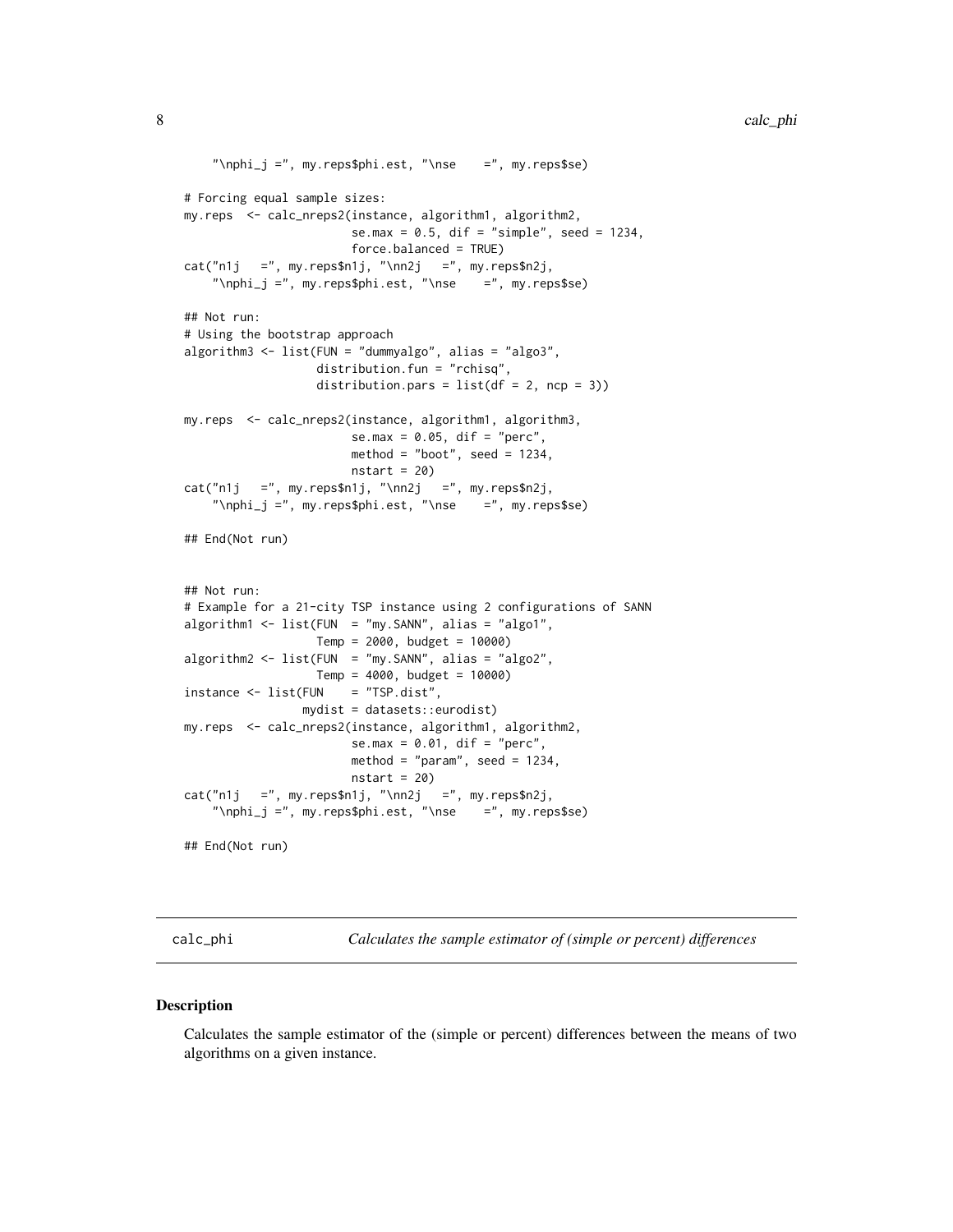```
    "\nphi_j =", my.reps$phi.est, "\nse    =", my.reps$se)

# Forcing equal sample sizes:
my.reps  <- calc_nreps2(instance, algorithm1, algorithm2,
                        se.max = 0.5, dif = "simple", seed = 1234,
                        force.balanced = TRUE)
cat("n1j   =", my.reps$n1j, "\nn2j   =", my.reps$n2j,
    "\nphi_j =", my.reps$phi.est, "\nse    =", my.reps$se)

## Not run:
# Using the bootstrap approach
algorithm3 <- list(FUN = "dummyalgo", alias = "algo3",
                   distribution.fun = "rchisq",
                   distribution.pars = list(df = 2, ncp = 3))

my.reps  <- calc_nreps2(instance, algorithm1, algorithm3,
                        se.max = 0.05, dif = "perc",
                        method = "boot", seed = 1234,
                        nstart = 20)
cat("n1j   =", my.reps$n1j, "\nn2j   =", my.reps$n2j,
    "\nphi_j =", my.reps$phi.est, "\nse    =", my.reps$se)

## End(Not run)


## Not run:
# Example for a 21-city TSP instance using 2 configurations of SANN
algorithm1 <- list(FUN  = "my.SANN", alias = "algo1",
                   Temp = 2000, budget = 10000)
algorithm2 <- list(FUN  = "my.SANN", alias = "algo2",
                   Temp = 4000, budget = 10000)
instance <- list(FUN    = "TSP.dist",
                 mydist = datasets::eurodist)
my.reps  <- calc_nreps2(instance, algorithm1, algorithm2,
                        se.max = 0.01, dif = "perc",
                        method = "param", seed = 1234,
                        nstart = 20)
cat("n1j   =", my.reps$n1j, "\nn2j   =", my.reps$n2j,
    "\nphi_j =", my.reps$phi.est, "\nse    =", my.reps$se)

## End(Not run)
```

---

calc_phi — *Calculates the sample estimator of (simple or percent) differences*

---

### Description

Calculates the sample estimator of the (simple or percent) differences between the means of two algorithms on a given instance.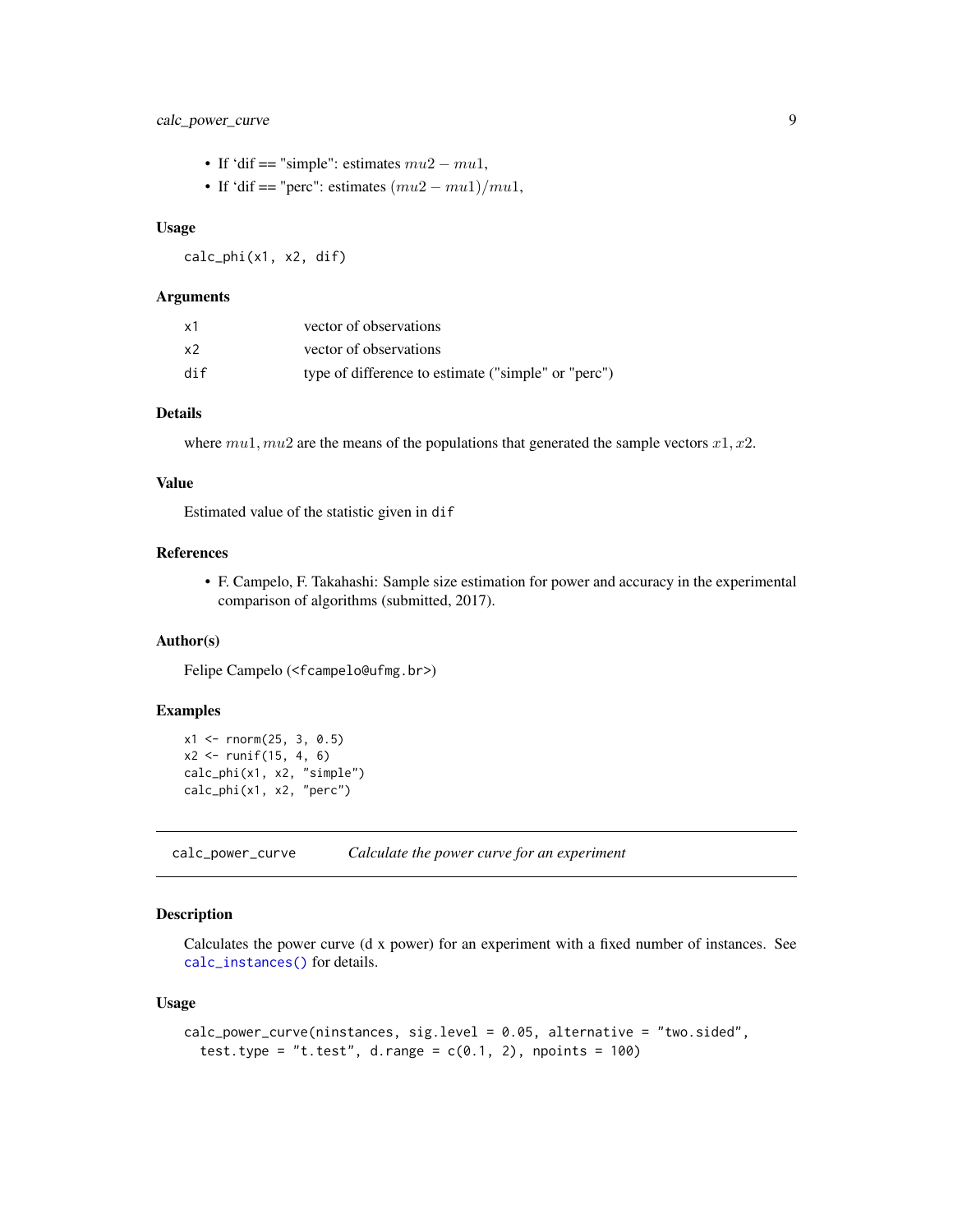- If 'dif == "simple": estimates $mu2 - mu1$,
- If 'dif == "perc": estimates $(mu2 - mu1)/mu1$,

### Usage

```
calc_phi(x1, x2, dif)
```

### Arguments

| | |
|---|---|
| x1 | vector of observations |
| x2 | vector of observations |
| dif | type of difference to estimate ("simple" or "perc") |

### Details

where $mu1, mu2$ are the means of the populations that generated the sample vectors $x1, x2$.

### Value

Estimated value of the statistic given in `dif`

### References

- F. Campelo, F. Takahashi: Sample size estimation for power and accuracy in the experimental comparison of algorithms (submitted, 2017).

### Author(s)

Felipe Campelo (<fcampelo@ufmg.br>)

### Examples

```
x1 <- rnorm(25, 3, 0.5)
x2 <- runif(15, 4, 6)
calc_phi(x1, x2, "simple")
calc_phi(x1, x2, "perc")
```

---

## calc_power_curve — *Calculate the power curve for an experiment*

### Description

Calculates the power curve (d x power) for an experiment with a fixed number of instances. See `calc_instances()` for details.

### Usage

```
calc_power_curve(ninstances, sig.level = 0.05, alternative = "two.sided",
  test.type = "t.test", d.range = c(0.1, 2), npoints = 100)
```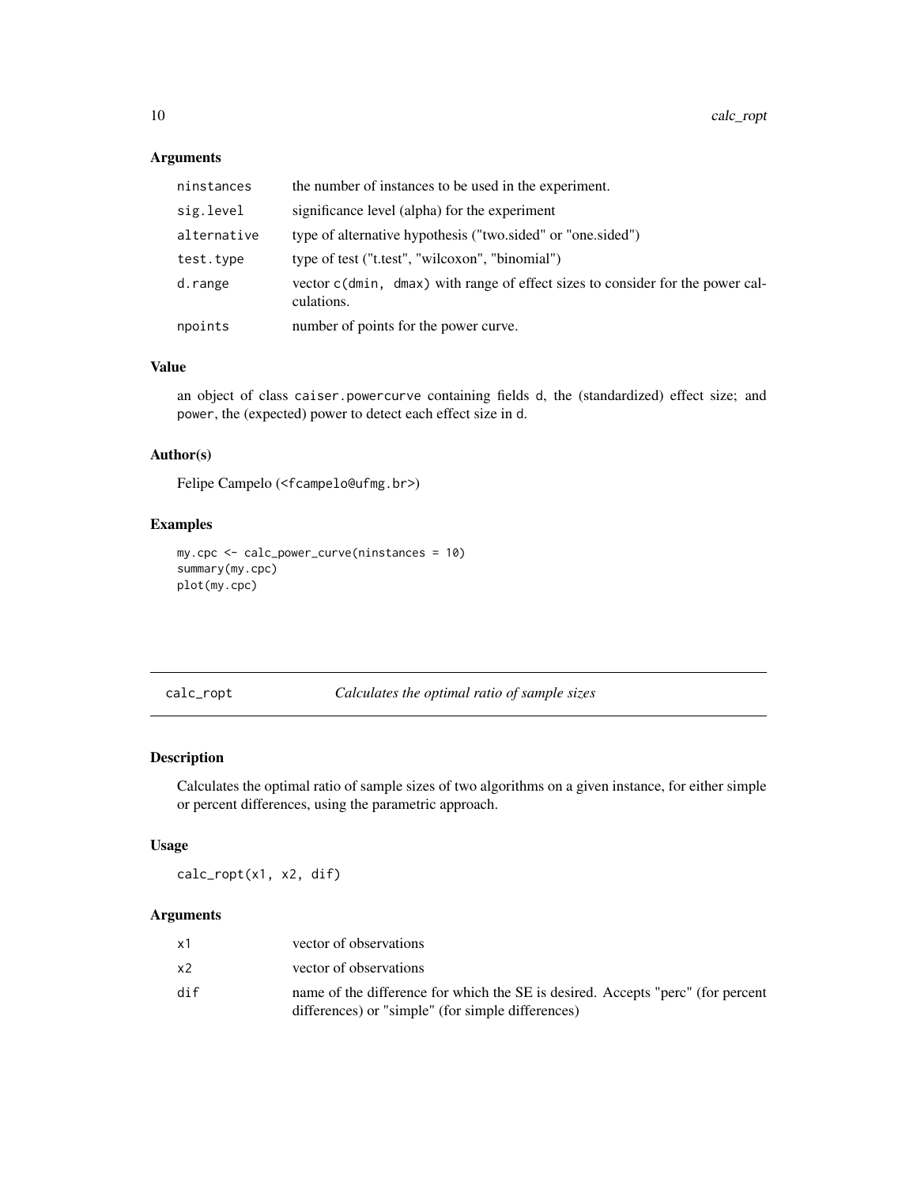## Arguments

| | |
|---|---|
| `ninstances` | the number of instances to be used in the experiment. |
| `sig.level` | significance level (alpha) for the experiment |
| `alternative` | type of alternative hypothesis ("two.sided" or "one.sided") |
| `test.type` | type of test ("t.test", "wilcoxon", "binomial") |
| `d.range` | vector `c(dmin, dmax)` with range of effect sizes to consider for the power calculations. |
| `npoints` | number of points for the power curve. |

## Value

an object of class `caiser.powercurve` containing fields `d`, the (standardized) effect size; and `power`, the (expected) power to detect each effect size in `d`.

## Author(s)

Felipe Campelo (<fcampelo@ufmg.br>)

## Examples

```
my.cpc <- calc_power_curve(ninstances = 10)
summary(my.cpc)
plot(my.cpc)
```

---

# calc_ropt — *Calculates the optimal ratio of sample sizes*

## Description

Calculates the optimal ratio of sample sizes of two algorithms on a given instance, for either simple or percent differences, using the parametric approach.

## Usage

```
calc_ropt(x1, x2, dif)
```

## Arguments

| | |
|---|---|
| `x1` | vector of observations |
| `x2` | vector of observations |
| `dif` | name of the difference for which the SE is desired. Accepts "perc" (for percent differences) or "simple" (for simple differences) |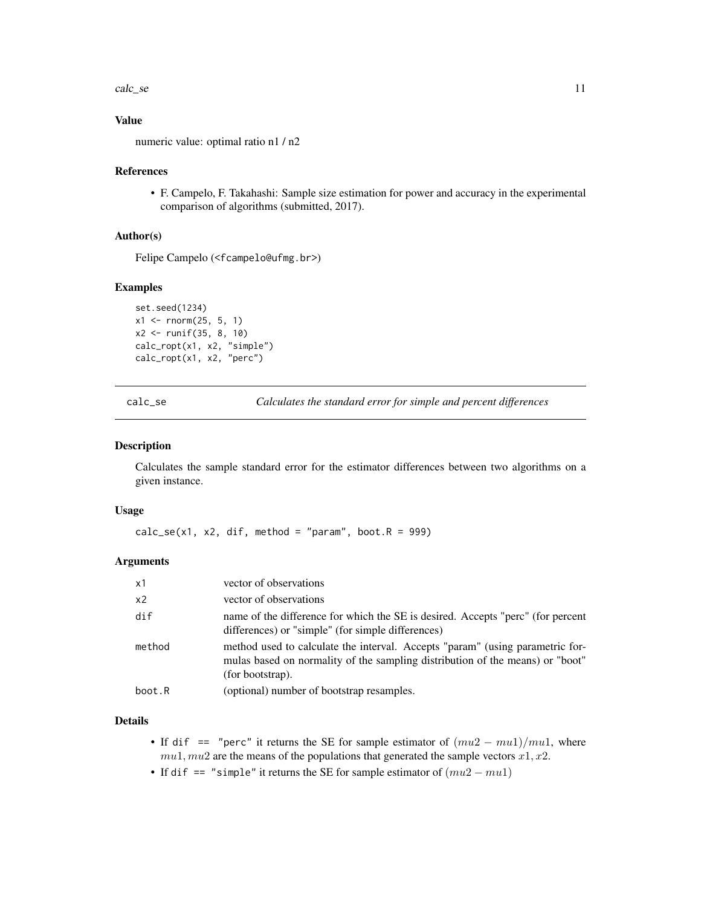### Value

numeric value: optimal ratio n1 / n2

### References

- F. Campelo, F. Takahashi: Sample size estimation for power and accuracy in the experimental comparison of algorithms (submitted, 2017).

### Author(s)

Felipe Campelo (<fcampelo@ufmg.br>)

### Examples

```
set.seed(1234)
x1 <- rnorm(25, 5, 1)
x2 <- runif(35, 8, 10)
calc_ropt(x1, x2, "simple")
calc_ropt(x1, x2, "perc")
```

---

## calc_se — *Calculates the standard error for simple and percent differences*

### Description

Calculates the sample standard error for the estimator differences between two algorithms on a given instance.

### Usage

```
calc_se(x1, x2, dif, method = "param", boot.R = 999)
```

### Arguments

| | |
|---|---|
| x1 | vector of observations |
| x2 | vector of observations |
| dif | name of the difference for which the SE is desired. Accepts "perc" (for percent differences) or "simple" (for simple differences) |
| method | method used to calculate the interval. Accepts "param" (using parametric formulas based on normality of the sampling distribution of the means) or "boot" (for bootstrap). |
| boot.R | (optional) number of bootstrap resamples. |

### Details

- If `dif == "perc"` it returns the SE for sample estimator of $(mu2 - mu1)/mu1$, where $mu1, mu2$ are the means of the populations that generated the sample vectors $x1, x2$.
- If `dif == "simple"` it returns the SE for sample estimator of $(mu2 - mu1)$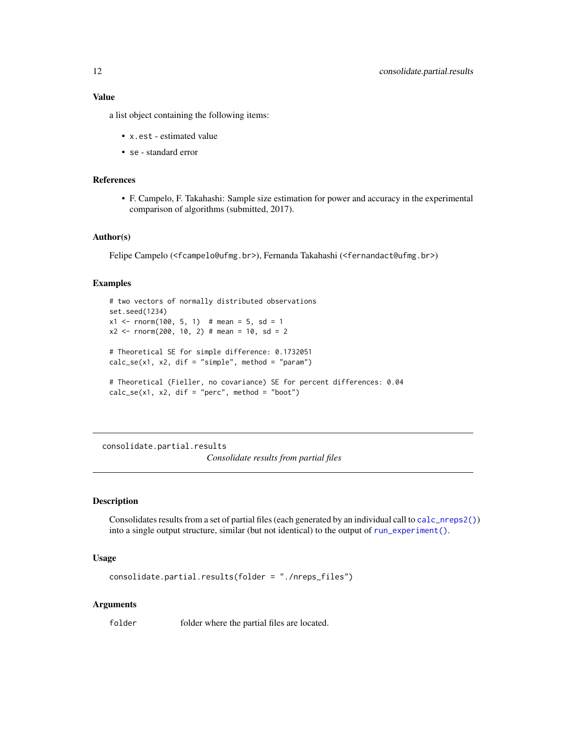## Value

a list object containing the following items:

- `x.est` - estimated value
- `se` - standard error

## References

- F. Campelo, F. Takahashi: Sample size estimation for power and accuracy in the experimental comparison of algorithms (submitted, 2017).

## Author(s)

Felipe Campelo (<fcampelo@ufmg.br>), Fernanda Takahashi (<fernandact@ufmg.br>)

## Examples

```
# two vectors of normally distributed observations
set.seed(1234)
x1 <- rnorm(100, 5, 1)  # mean = 5, sd = 1
x2 <- rnorm(200, 10, 2) # mean = 10, sd = 2

# Theoretical SE for simple difference: 0.1732051
calc_se(x1, x2, dif = "simple", method = "param")

# Theoretical (Fieller, no covariance) SE for percent differences: 0.04
calc_se(x1, x2, dif = "perc", method = "boot")
```

---

`consolidate.partial.results` *Consolidate results from partial files*

---

## Description

Consolidates results from a set of partial files (each generated by an individual call to `calc_nreps2()`) into a single output structure, similar (but not identical) to the output of `run_experiment()`.

## Usage

```
consolidate.partial.results(folder = "./nreps_files")
```

## Arguments

| | |
|---|---|
| `folder` | folder where the partial files are located. |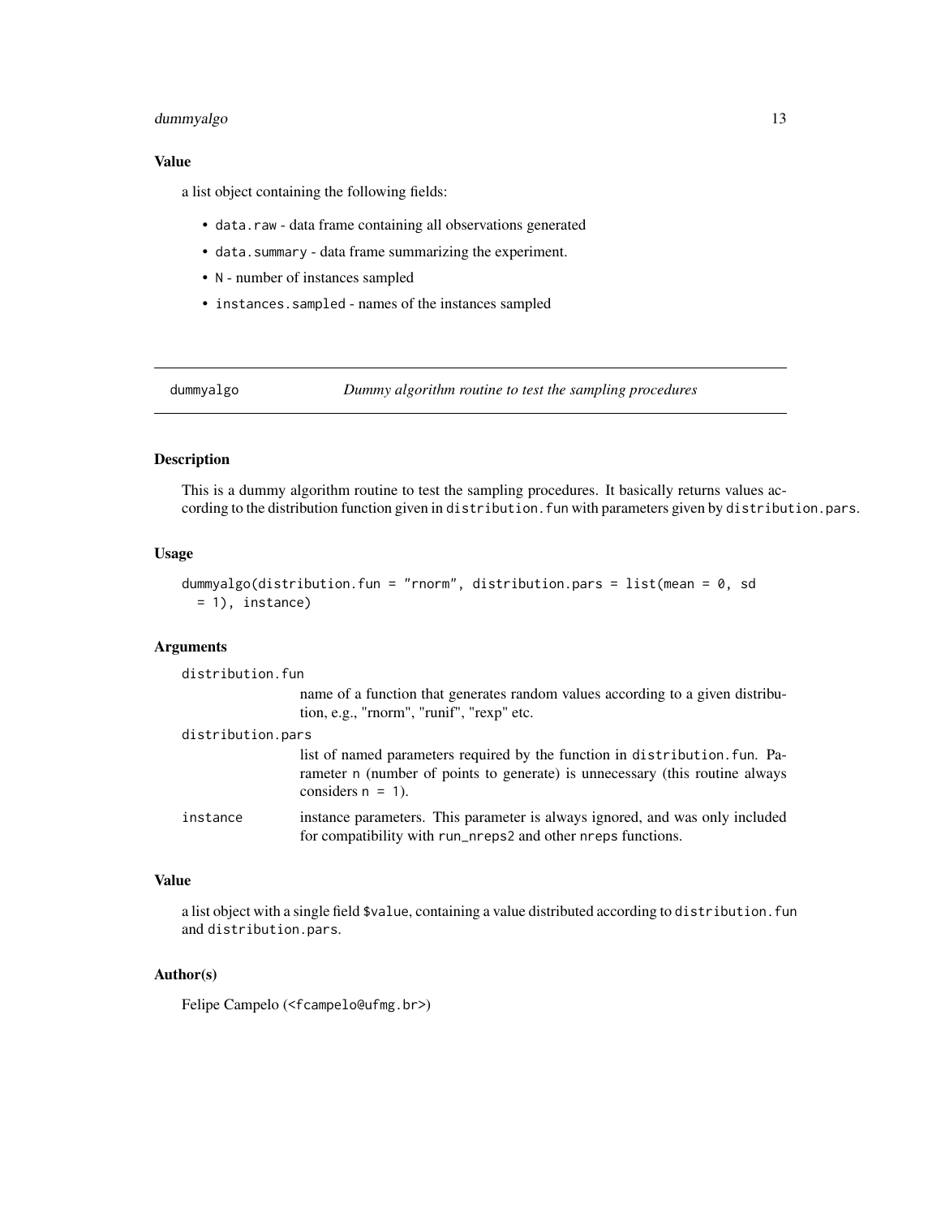### Value

a list object containing the following fields:

- `data.raw` - data frame containing all observations generated
- `data.summary` - data frame summarizing the experiment.
- `N` - number of instances sampled
- `instances.sampled` - names of the instances sampled

---

## dummyalgo — *Dummy algorithm routine to test the sampling procedures*

---

### Description

This is a dummy algorithm routine to test the sampling procedures. It basically returns values according to the distribution function given in `distribution.fun` with parameters given by `distribution.pars`.

### Usage

```
dummyalgo(distribution.fun = "rnorm", distribution.pars = list(mean = 0, sd
  = 1), instance)
```

### Arguments

`distribution.fun`
: name of a function that generates random values according to a given distribution, e.g., "rnorm", "runif", "rexp" etc.

`distribution.pars`
: list of named parameters required by the function in `distribution.fun`. Parameter `n` (number of points to generate) is unnecessary (this routine always considers `n = 1`).

`instance`
: instance parameters. This parameter is always ignored, and was only included for compatibility with `run_nreps2` and other `nreps` functions.

### Value

a list object with a single field `$value`, containing a value distributed according to `distribution.fun` and `distribution.pars`.

### Author(s)

Felipe Campelo (<`fcampelo@ufmg.br`>)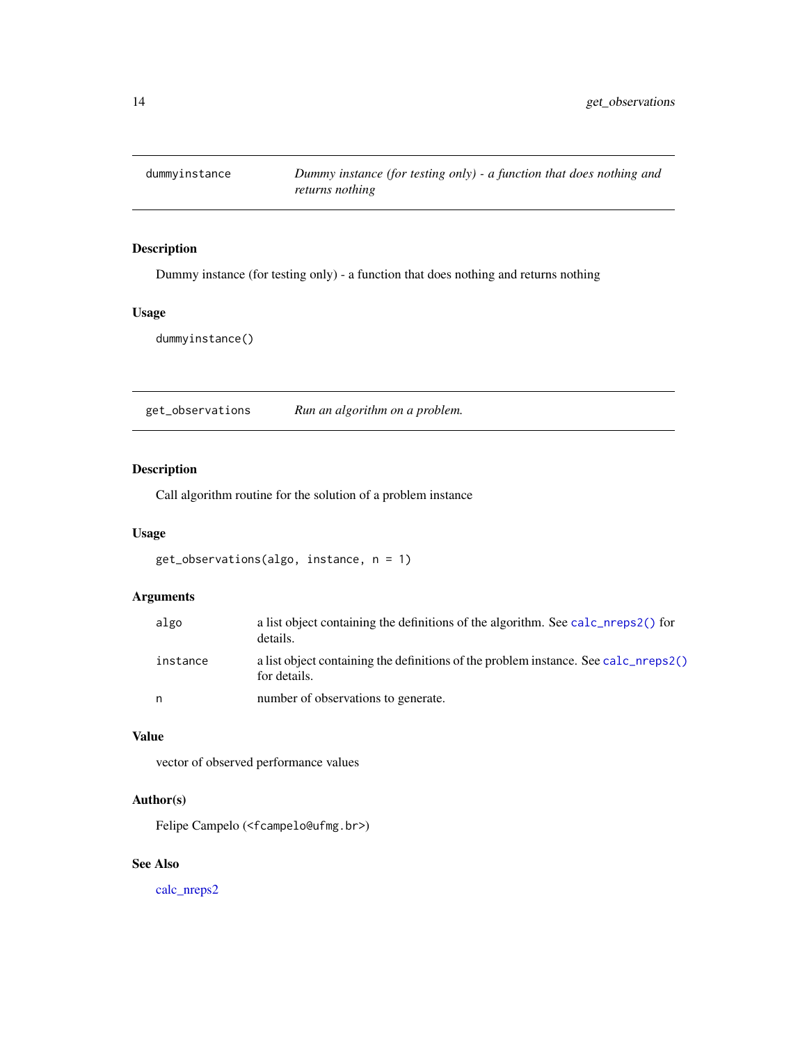## dummyinstance

*Dummy instance (for testing only) - a function that does nothing and returns nothing*

### Description

Dummy instance (for testing only) - a function that does nothing and returns nothing

### Usage

```
dummyinstance()
```

## get_observations

*Run an algorithm on a problem.*

### Description

Call algorithm routine for the solution of a problem instance

### Usage

```
get_observations(algo, instance, n = 1)
```

### Arguments

| | |
|---|---|
| `algo` | a list object containing the definitions of the algorithm. See `calc_nreps2()` for details. |
| `instance` | a list object containing the definitions of the problem instance. See `calc_nreps2()` for details. |
| `n` | number of observations to generate. |

### Value

vector of observed performance values

### Author(s)

Felipe Campelo (<fcampelo@ufmg.br>)

### See Also

calc_nreps2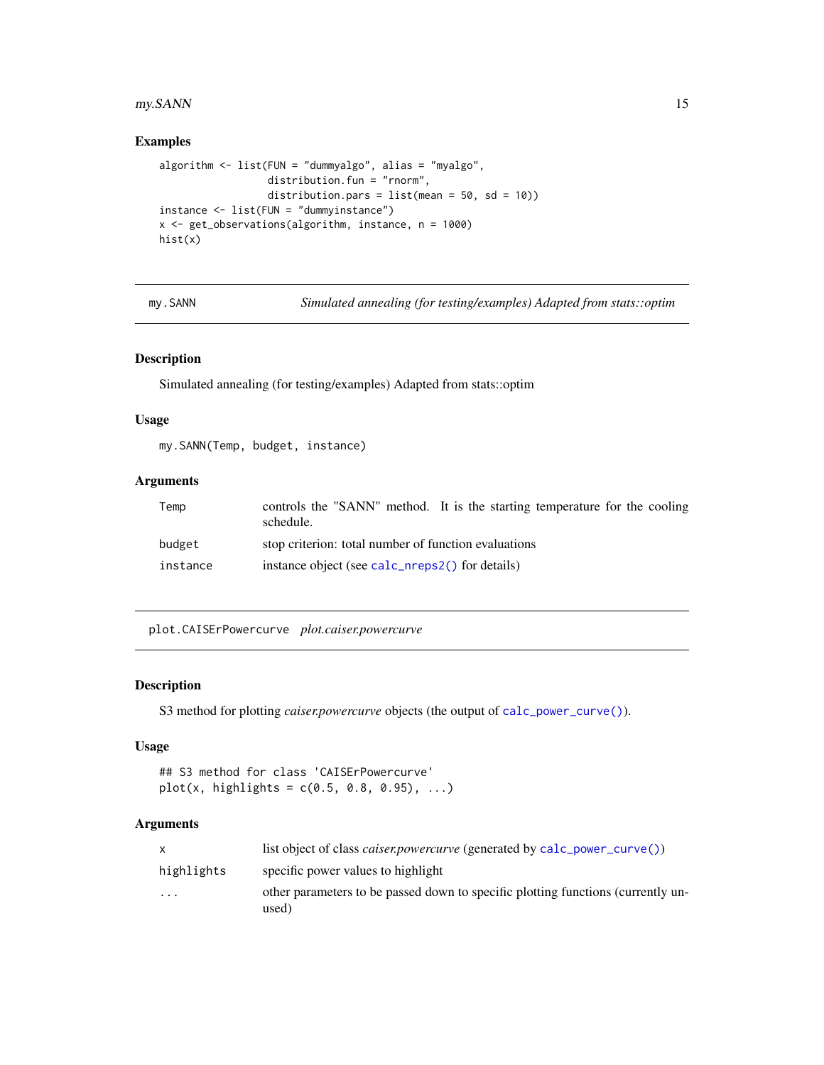## Examples

```
algorithm <- list(FUN = "dummyalgo", alias = "myalgo",
                  distribution.fun = "rnorm",
                  distribution.pars = list(mean = 50, sd = 10))
instance <- list(FUN = "dummyinstance")
x <- get_observations(algorithm, instance, n = 1000)
hist(x)
```

---

# my.SANN — *Simulated annealing (for testing/examples) Adapted from stats::optim*

## Description

Simulated annealing (for testing/examples) Adapted from stats::optim

## Usage

```
my.SANN(Temp, budget, instance)
```

## Arguments

| | |
|---|---|
| `Temp` | controls the "SANN" method. It is the starting temperature for the cooling schedule. |
| `budget` | stop criterion: total number of function evaluations |
| `instance` | instance object (see `calc_nreps2()` for details) |

---

# plot.CAISErPowercurve — *plot.caiser.powercurve*

## Description

S3 method for plotting *caiser.powercurve* objects (the output of `calc_power_curve()`).

## Usage

```
## S3 method for class 'CAISErPowercurve'
plot(x, highlights = c(0.5, 0.8, 0.95), ...)
```

## Arguments

| | |
|---|---|
| `x` | list object of class *caiser.powercurve* (generated by `calc_power_curve()`) |
| `highlights` | specific power values to highlight |
| `...` | other parameters to be passed down to specific plotting functions (currently unused) |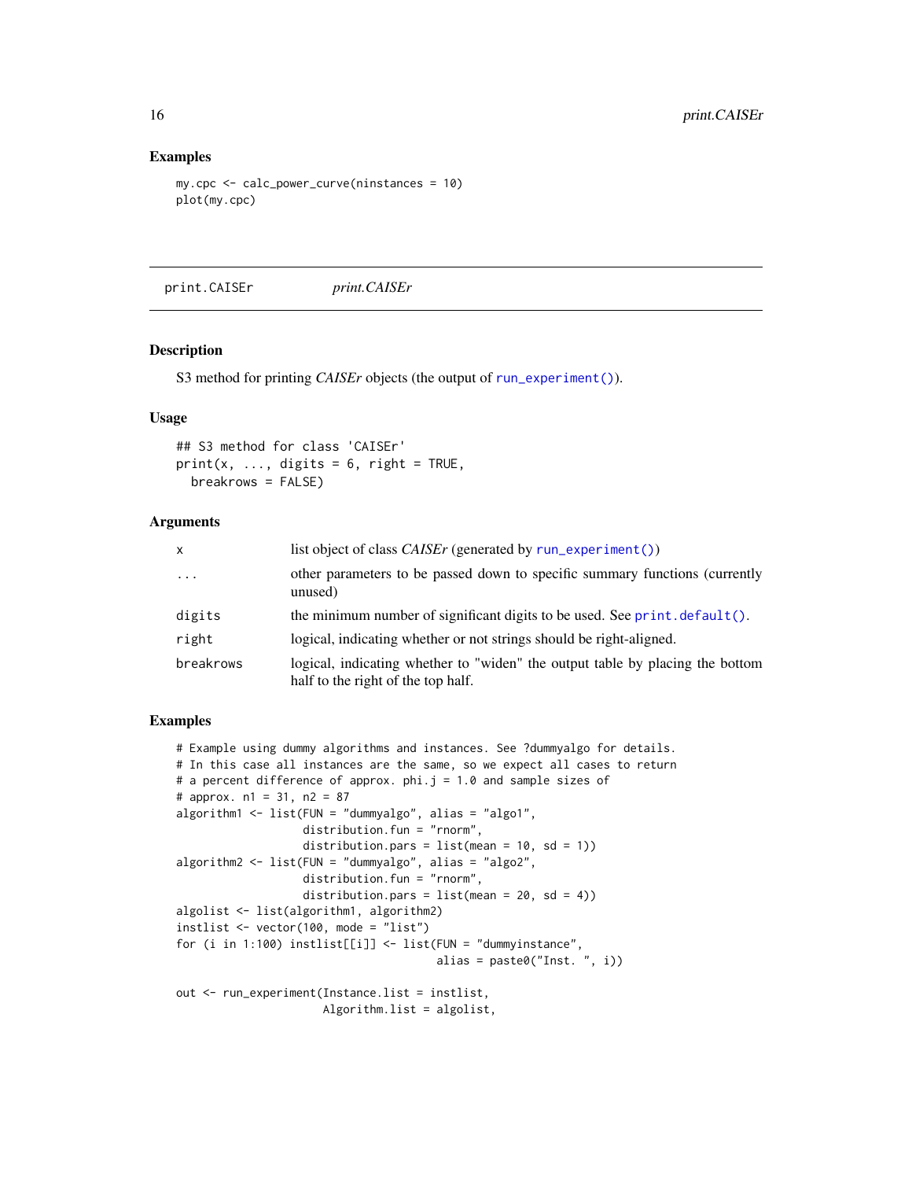## Examples

```
my.cpc <- calc_power_curve(ninstances = 10)
plot(my.cpc)
```

---

# print.CAISEr    *print.CAISEr*

---

## Description

S3 method for printing *CAISEr* objects (the output of `run_experiment()`).

## Usage

```
## S3 method for class 'CAISEr'
print(x, ..., digits = 6, right = TRUE,
  breakrows = FALSE)
```

## Arguments

| | |
|---|---|
| `x` | list object of class *CAISEr* (generated by `run_experiment()`) |
| `...` | other parameters to be passed down to specific summary functions (currently unused) |
| `digits` | the minimum number of significant digits to be used. See `print.default()`. |
| `right` | logical, indicating whether or not strings should be right-aligned. |
| `breakrows` | logical, indicating whether to "widen" the output table by placing the bottom half to the right of the top half. |

## Examples

```
# Example using dummy algorithms and instances. See ?dummyalgo for details.
# In this case all instances are the same, so we expect all cases to return
# a percent difference of approx. phi.j = 1.0 and sample sizes of
# approx. n1 = 31, n2 = 87
algorithm1 <- list(FUN = "dummyalgo", alias = "algo1",
                   distribution.fun = "rnorm",
                   distribution.pars = list(mean = 10, sd = 1))
algorithm2 <- list(FUN = "dummyalgo", alias = "algo2",
                   distribution.fun = "rnorm",
                   distribution.pars = list(mean = 20, sd = 4))
algolist <- list(algorithm1, algorithm2)
instlist <- vector(100, mode = "list")
for (i in 1:100) instlist[[i]] <- list(FUN = "dummyinstance",
                                       alias = paste0("Inst. ", i))

out <- run_experiment(Instance.list = instlist,
                      Algorithm.list = algolist,
```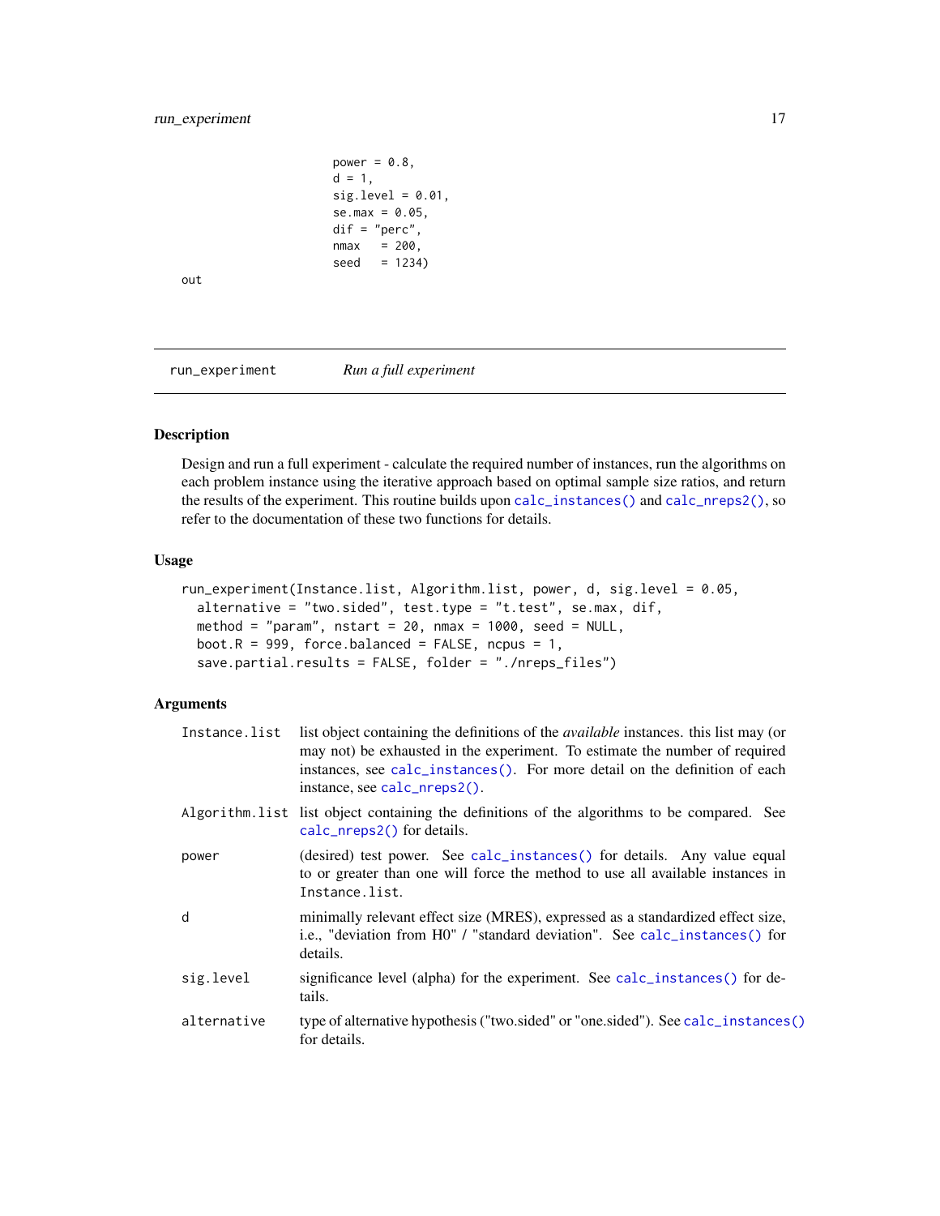```
                    power = 0.8,
                    d = 1,
                    sig.level = 0.01,
                    se.max = 0.05,
                    dif = "perc",
                    nmax   = 200,
                    seed   = 1234)
out
```

## run_experiment &nbsp;&nbsp;&nbsp; *Run a full experiment*

### Description

Design and run a full experiment - calculate the required number of instances, run the algorithms on each problem instance using the iterative approach based on optimal sample size ratios, and return the results of the experiment. This routine builds upon `calc_instances()` and `calc_nreps2()`, so refer to the documentation of these two functions for details.

### Usage

```
run_experiment(Instance.list, Algorithm.list, power, d, sig.level = 0.05,
  alternative = "two.sided", test.type = "t.test", se.max, dif,
  method = "param", nstart = 20, nmax = 1000, seed = NULL,
  boot.R = 999, force.balanced = FALSE, ncpus = 1,
  save.partial.results = FALSE, folder = "./nreps_files")
```

### Arguments

| | |
|---|---|
| `Instance.list` | list object containing the definitions of the *available* instances. this list may (or may not) be exhausted in the experiment. To estimate the number of required instances, see `calc_instances()`. For more detail on the definition of each instance, see `calc_nreps2()`. |
| `Algorithm.list` | list object containing the definitions of the algorithms to be compared. See `calc_nreps2()` for details. |
| `power` | (desired) test power. See `calc_instances()` for details. Any value equal to or greater than one will force the method to use all available instances in `Instance.list`. |
| `d` | minimally relevant effect size (MRES), expressed as a standardized effect size, i.e., "deviation from H0" / "standard deviation". See `calc_instances()` for details. |
| `sig.level` | significance level (alpha) for the experiment. See `calc_instances()` for details. |
| `alternative` | type of alternative hypothesis ("two.sided" or "one.sided"). See `calc_instances()` for details. |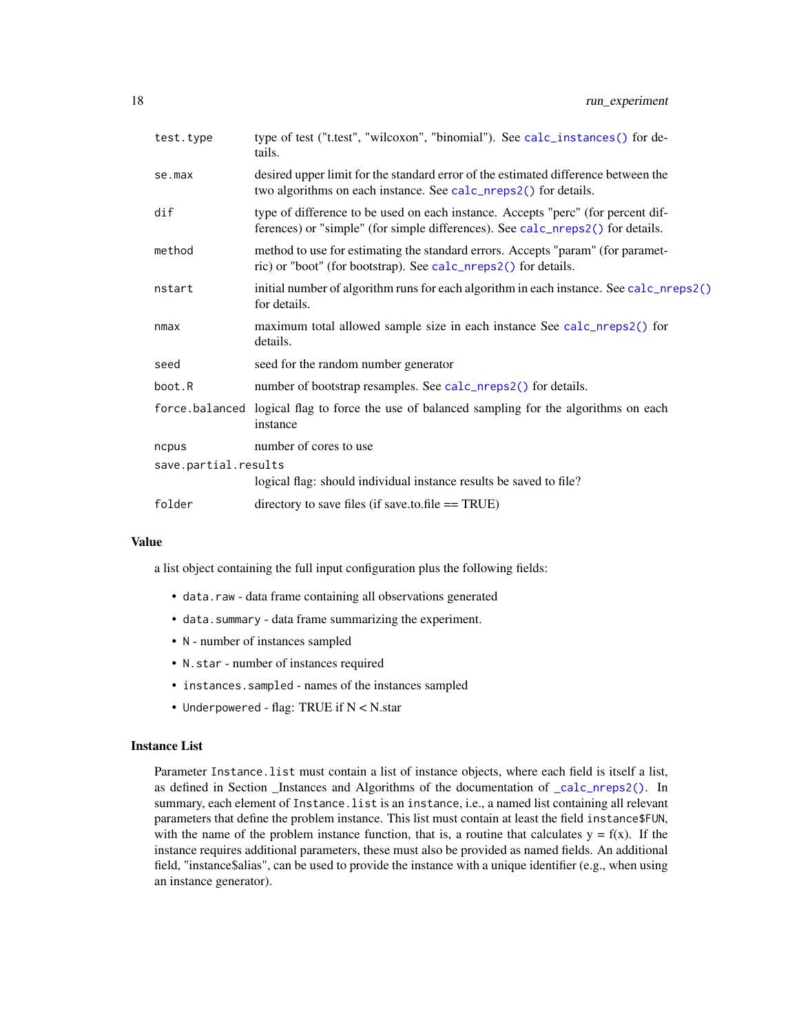| | |
|---|---|
| test.type | type of test ("t.test", "wilcoxon", "binomial"). See calc_instances() for details. |
| se.max | desired upper limit for the standard error of the estimated difference between the two algorithms on each instance. See calc_nreps2() for details. |
| dif | type of difference to be used on each instance. Accepts "perc" (for percent differences) or "simple" (for simple differences). See calc_nreps2() for details. |
| method | method to use for estimating the standard errors. Accepts "param" (for parametric) or "boot" (for bootstrap). See calc_nreps2() for details. |
| nstart | initial number of algorithm runs for each algorithm in each instance. See calc_nreps2() for details. |
| nmax | maximum total allowed sample size in each instance See calc_nreps2() for details. |
| seed | seed for the random number generator |
| boot.R | number of bootstrap resamples. See calc_nreps2() for details. |
| force.balanced | logical flag to force the use of balanced sampling for the algorithms on each instance |
| ncpus | number of cores to use |
| save.partial.results | logical flag: should individual instance results be saved to file? |
| folder | directory to save files (if save.to.file == TRUE) |

## Value

a list object containing the full input configuration plus the following fields:

- data.raw - data frame containing all observations generated
- data.summary - data frame summarizing the experiment.
- N - number of instances sampled
- N.star - number of instances required
- instances.sampled - names of the instances sampled
- Underpowered - flag: TRUE if N < N.star

## Instance List

Parameter Instance.list must contain a list of instance objects, where each field is itself a list, as defined in Section _Instances and Algorithms of the documentation of _calc_nreps2(). In summary, each element of Instance.list is an instance, i.e., a named list containing all relevant parameters that define the problem instance. This list must contain at least the field instance$FUN, with the name of the problem instance function, that is, a routine that calculates y = f(x). If the instance requires additional parameters, these must also be provided as named fields. An additional field, "instance$alias", can be used to provide the instance with a unique identifier (e.g., when using an instance generator).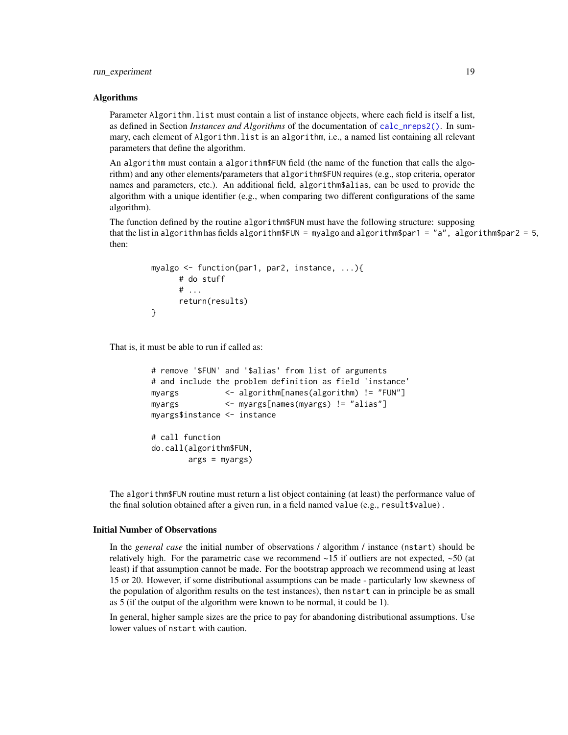### Algorithms

Parameter `Algorithm.list` must contain a list of instance objects, where each field is itself a list, as defined in Section *Instances and Algorithms* of the documentation of `calc_nreps2()`. In summary, each element of `Algorithm.list` is an `algorithm`, i.e., a named list containing all relevant parameters that define the algorithm.

An `algorithm` must contain a `algorithm$FUN` field (the name of the function that calls the algorithm) and any other elements/parameters that `algorithm$FUN` requires (e.g., stop criteria, operator names and parameters, etc.). An additional field, `algorithm$alias`, can be used to provide the algorithm with a unique identifier (e.g., when comparing two different configurations of the same algorithm).

The function defined by the routine `algorithm$FUN` must have the following structure: supposing that the list in `algorithm` has fields `algorithm$FUN = myalgo` and `algorithm$par1 = "a", algorithm$par2 = 5`, then:

```
myalgo <- function(par1, par2, instance, ...){
      # do stuff
      # ...
      return(results)
}
```

That is, it must be able to run if called as:

```
# remove '$FUN' and '$alias' from list of arguments
# and include the problem definition as field 'instance'
myargs          <- algorithm[names(algorithm) != "FUN"]
myargs          <- myargs[names(myargs) != "alias"]
myargs$instance <- instance

# call function
do.call(algorithm$FUN,
        args = myargs)
```

The `algorithm$FUN` routine must return a list object containing (at least) the performance value of the final solution obtained after a given run, in a field named `value` (e.g., `result$value`) .

### Initial Number of Observations

In the *general case* the initial number of observations / algorithm / instance (`nstart`) should be relatively high. For the parametric case we recommend ~15 if outliers are not expected, ~50 (at least) if that assumption cannot be made. For the bootstrap approach we recommend using at least 15 or 20. However, if some distributional assumptions can be made - particularly low skewness of the population of algorithm results on the test instances), then `nstart` can in principle be as small as 5 (if the output of the algorithm were known to be normal, it could be 1).

In general, higher sample sizes are the price to pay for abandoning distributional assumptions. Use lower values of `nstart` with caution.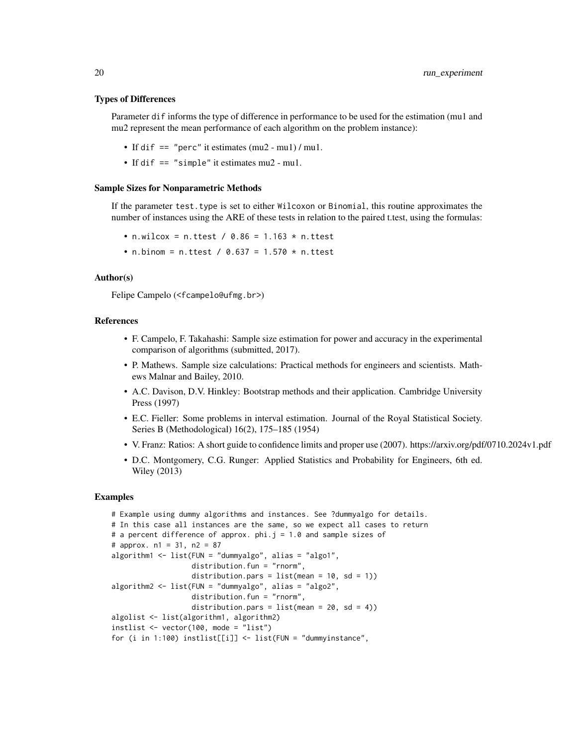### Types of Differences

Parameter `dif` informs the type of difference in performance to be used for the estimation (mu1 and mu2 represent the mean performance of each algorithm on the problem instance):

- If `dif == "perc"` it estimates (mu2 - mu1) / mu1.
- If `dif == "simple"` it estimates mu2 - mu1.

### Sample Sizes for Nonparametric Methods

If the parameter `test.type` is set to either `Wilcoxon` or `Binomial`, this routine approximates the number of instances using the ARE of these tests in relation to the paired t.test, using the formulas:

- `n.wilcox = n.ttest / 0.86 = 1.163 * n.ttest`
- `n.binom = n.ttest / 0.637 = 1.570 * n.ttest`

### Author(s)

Felipe Campelo (<fcampelo@ufmg.br>)

### References

- F. Campelo, F. Takahashi: Sample size estimation for power and accuracy in the experimental comparison of algorithms (submitted, 2017).
- P. Mathews. Sample size calculations: Practical methods for engineers and scientists. Mathews Malnar and Bailey, 2010.
- A.C. Davison, D.V. Hinkley: Bootstrap methods and their application. Cambridge University Press (1997)
- E.C. Fieller: Some problems in interval estimation. Journal of the Royal Statistical Society. Series B (Methodological) 16(2), 175–185 (1954)
- V. Franz: Ratios: A short guide to confidence limits and proper use (2007). https://arxiv.org/pdf/0710.2024v1.pdf
- D.C. Montgomery, C.G. Runger: Applied Statistics and Probability for Engineers, 6th ed. Wiley (2013)

### Examples

```
# Example using dummy algorithms and instances. See ?dummyalgo for details.
# In this case all instances are the same, so we expect all cases to return
# a percent difference of approx. phi.j = 1.0 and sample sizes of
# approx. n1 = 31, n2 = 87
algorithm1 <- list(FUN = "dummyalgo", alias = "algo1",
                   distribution.fun = "rnorm",
                   distribution.pars = list(mean = 10, sd = 1))
algorithm2 <- list(FUN = "dummyalgo", alias = "algo2",
                   distribution.fun = "rnorm",
                   distribution.pars = list(mean = 20, sd = 4))
algolist <- list(algorithm1, algorithm2)
instlist <- vector(100, mode = "list")
for (i in 1:100) instlist[[i]] <- list(FUN = "dummyinstance",
```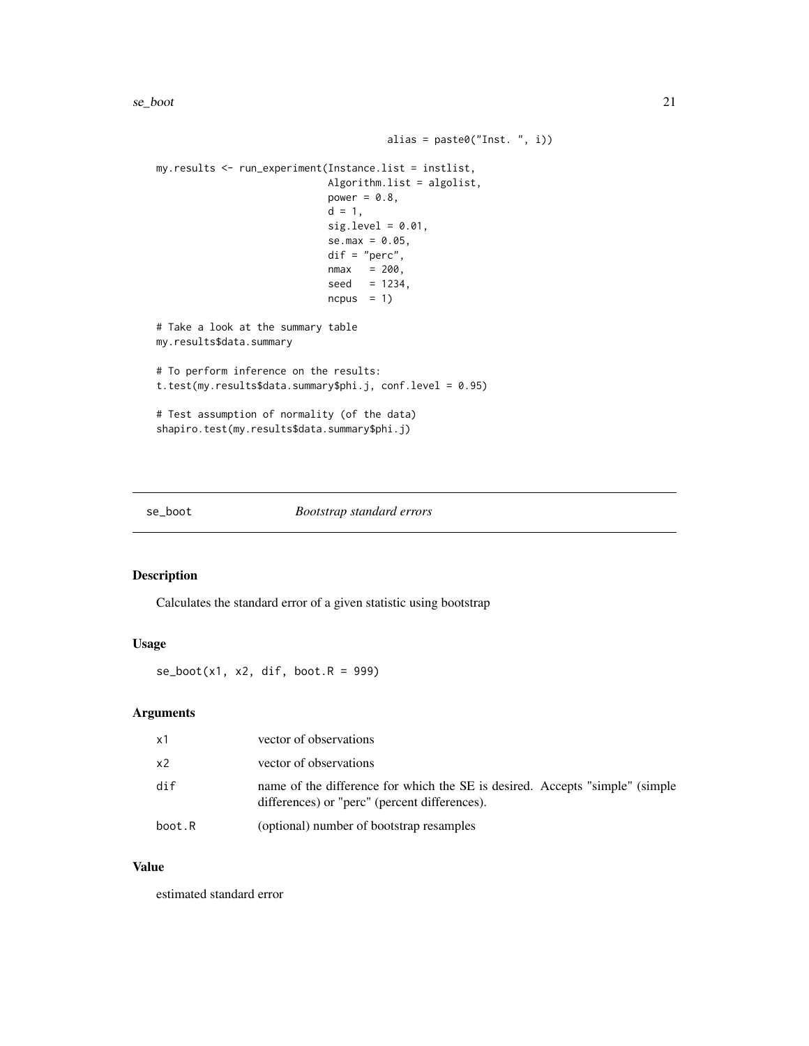```
                                         alias = paste0("Inst. ", i))

my.results <- run_experiment(Instance.list = instlist,
                             Algorithm.list = algolist,
                             power = 0.8,
                             d = 1,
                             sig.level = 0.01,
                             se.max = 0.05,
                             dif = "perc",
                             nmax   = 200,
                             seed   = 1234,
                             ncpus  = 1)

# Take a look at the summary table
my.results$data.summary

# To perform inference on the results:
t.test(my.results$data.summary$phi.j, conf.level = 0.95)

# Test assumption of normality (of the data)
shapiro.test(my.results$data.summary$phi.j)
```

## se_boot *Bootstrap standard errors*

### Description

Calculates the standard error of a given statistic using bootstrap

### Usage

```
se_boot(x1, x2, dif, boot.R = 999)
```

### Arguments

| | |
|---|---|
| x1 | vector of observations |
| x2 | vector of observations |
| dif | name of the difference for which the SE is desired. Accepts "simple" (simple differences) or "perc" (percent differences). |
| boot.R | (optional) number of bootstrap resamples |

### Value

estimated standard error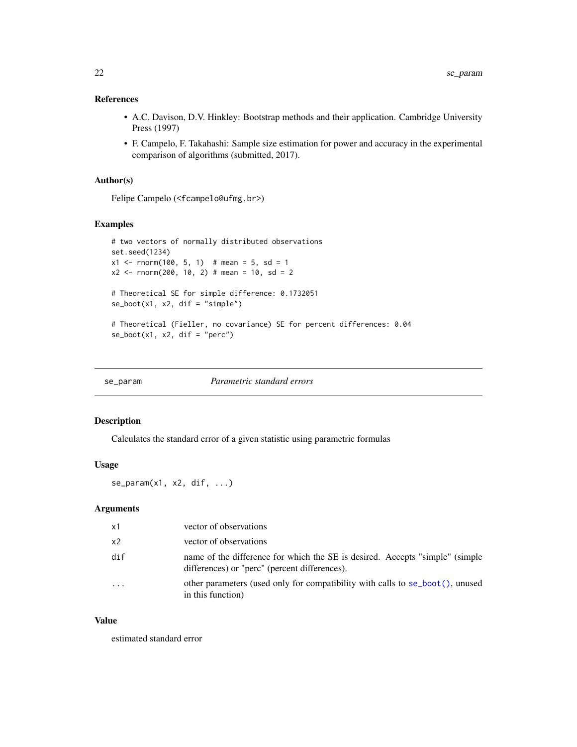### References

- A.C. Davison, D.V. Hinkley: Bootstrap methods and their application. Cambridge University Press (1997)
- F. Campelo, F. Takahashi: Sample size estimation for power and accuracy in the experimental comparison of algorithms (submitted, 2017).

### Author(s)

Felipe Campelo (<fcampelo@ufmg.br>)

### Examples

```
# two vectors of normally distributed observations
set.seed(1234)
x1 <- rnorm(100, 5, 1)  # mean = 5, sd = 1
x2 <- rnorm(200, 10, 2) # mean = 10, sd = 2

# Theoretical SE for simple difference: 0.1732051
se_boot(x1, x2, dif = "simple")

# Theoretical (Fieller, no covariance) SE for percent differences: 0.04
se_boot(x1, x2, dif = "perc")
```

---

## se_param — *Parametric standard errors*

### Description

Calculates the standard error of a given statistic using parametric formulas

### Usage

```
se_param(x1, x2, dif, ...)
```

### Arguments

| | |
|---|---|
| x1 | vector of observations |
| x2 | vector of observations |
| dif | name of the difference for which the SE is desired. Accepts "simple" (simple differences) or "perc" (percent differences). |
| ... | other parameters (used only for compatibility with calls to se_boot(), unused in this function) |

### Value

estimated standard error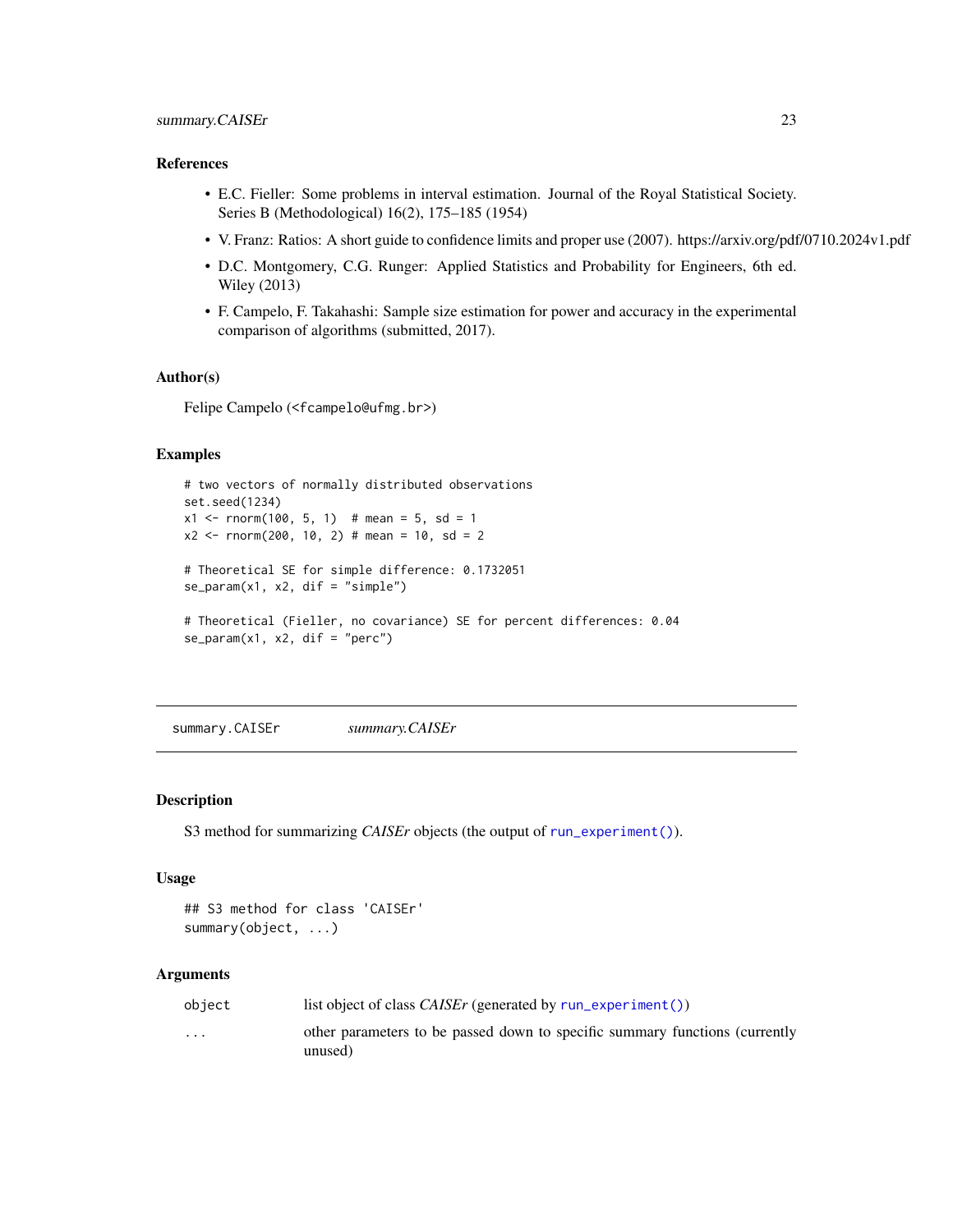### References

- E.C. Fieller: Some problems in interval estimation. Journal of the Royal Statistical Society. Series B (Methodological) 16(2), 175–185 (1954)
- V. Franz: Ratios: A short guide to confidence limits and proper use (2007). https://arxiv.org/pdf/0710.2024v1.pdf
- D.C. Montgomery, C.G. Runger: Applied Statistics and Probability for Engineers, 6th ed. Wiley (2013)
- F. Campelo, F. Takahashi: Sample size estimation for power and accuracy in the experimental comparison of algorithms (submitted, 2017).

### Author(s)

Felipe Campelo (<fcampelo@ufmg.br>)

### Examples

```
# two vectors of normally distributed observations
set.seed(1234)
x1 <- rnorm(100, 5, 1)  # mean = 5, sd = 1
x2 <- rnorm(200, 10, 2) # mean = 10, sd = 2

# Theoretical SE for simple difference: 0.1732051
se_param(x1, x2, dif = "simple")

# Theoretical (Fieller, no covariance) SE for percent differences: 0.04
se_param(x1, x2, dif = "perc")
```

---

## summary.CAISEr — *summary.CAISEr*

### Description

S3 method for summarizing *CAISEr* objects (the output of `run_experiment()`).

### Usage

```
## S3 method for class 'CAISEr'
summary(object, ...)
```

### Arguments

| | |
|---|---|
| `object` | list object of class *CAISEr* (generated by `run_experiment()`) |
| `...` | other parameters to be passed down to specific summary functions (currently unused) |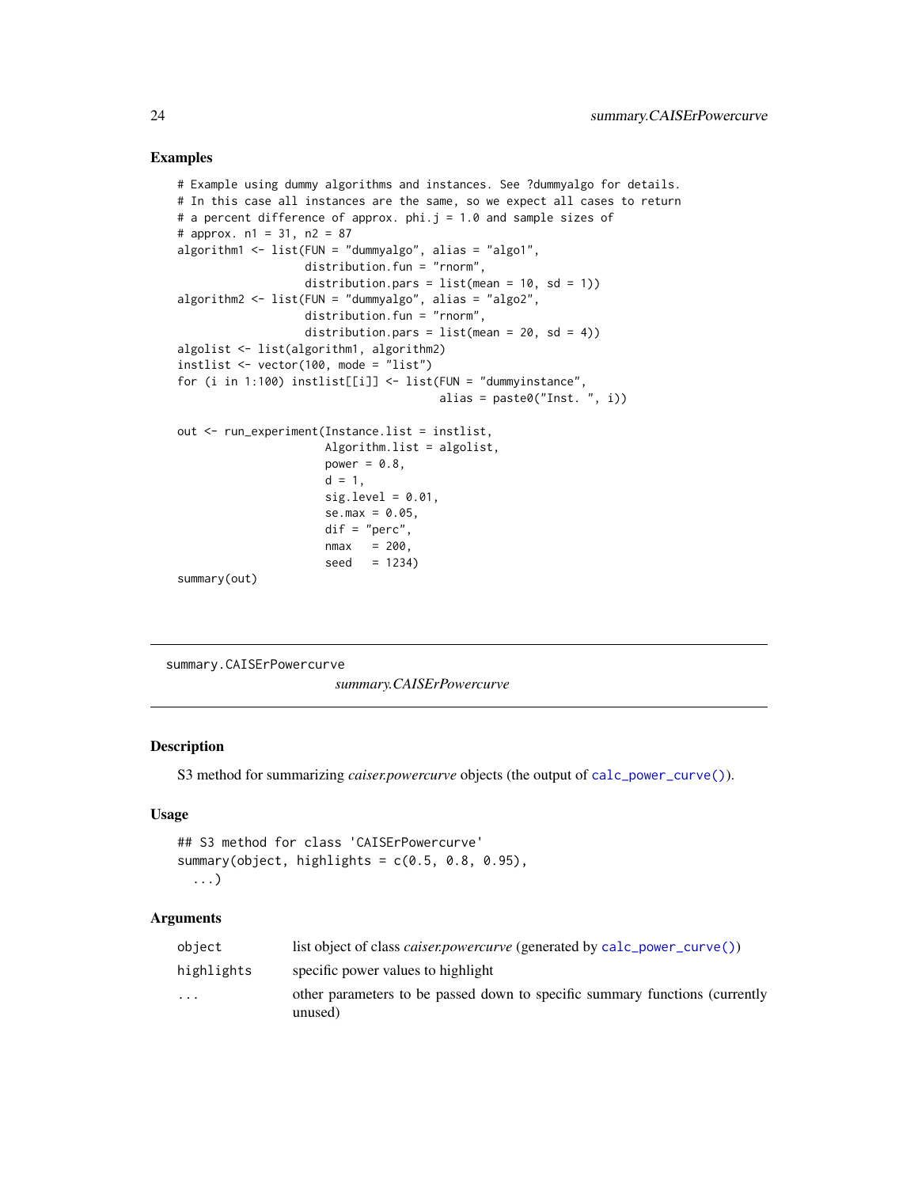## Examples

```
# Example using dummy algorithms and instances. See ?dummyalgo for details.
# In this case all instances are the same, so we expect all cases to return
# a percent difference of approx. phi.j = 1.0 and sample sizes of
# approx. n1 = 31, n2 = 87
algorithm1 <- list(FUN = "dummyalgo", alias = "algo1",
                   distribution.fun = "rnorm",
                   distribution.pars = list(mean = 10, sd = 1))
algorithm2 <- list(FUN = "dummyalgo", alias = "algo2",
                   distribution.fun = "rnorm",
                   distribution.pars = list(mean = 20, sd = 4))
algolist <- list(algorithm1, algorithm2)
instlist <- vector(100, mode = "list")
for (i in 1:100) instlist[[i]] <- list(FUN = "dummyinstance",
                                       alias = paste0("Inst. ", i))

out <- run_experiment(Instance.list = instlist,
                      Algorithm.list = algolist,
                      power = 0.8,
                      d = 1,
                      sig.level = 0.01,
                      se.max = 0.05,
                      dif = "perc",
                      nmax   = 200,
                      seed   = 1234)
summary(out)
```

---

# summary.CAISErPowercurve

*summary.CAISErPowercurve*

## Description

S3 method for summarizing *caiser.powercurve* objects (the output of `calc_power_curve()`).

## Usage

```
## S3 method for class 'CAISErPowercurve'
summary(object, highlights = c(0.5, 0.8, 0.95),
  ...)
```

## Arguments

| | |
|---|---|
| `object` | list object of class *caiser.powercurve* (generated by `calc_power_curve()`) |
| `highlights` | specific power values to highlight |
| `...` | other parameters to be passed down to specific summary functions (currently unused) |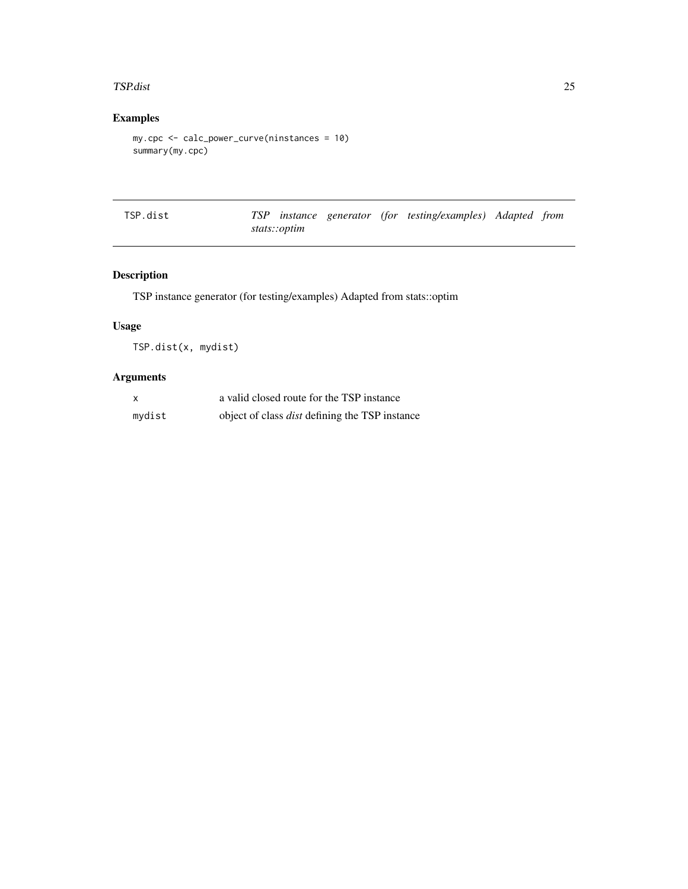## Examples

```
my.cpc <- calc_power_curve(ninstances = 10)
summary(my.cpc)
```

---

**TSP.dist** — *TSP instance generator (for testing/examples) Adapted from stats::optim*

---

## Description

TSP instance generator (for testing/examples) Adapted from stats::optim

## Usage

```
TSP.dist(x, mydist)
```

## Arguments

| | |
|---|---|
| x | a valid closed route for the TSP instance |
| mydist | object of class *dist* defining the TSP instance |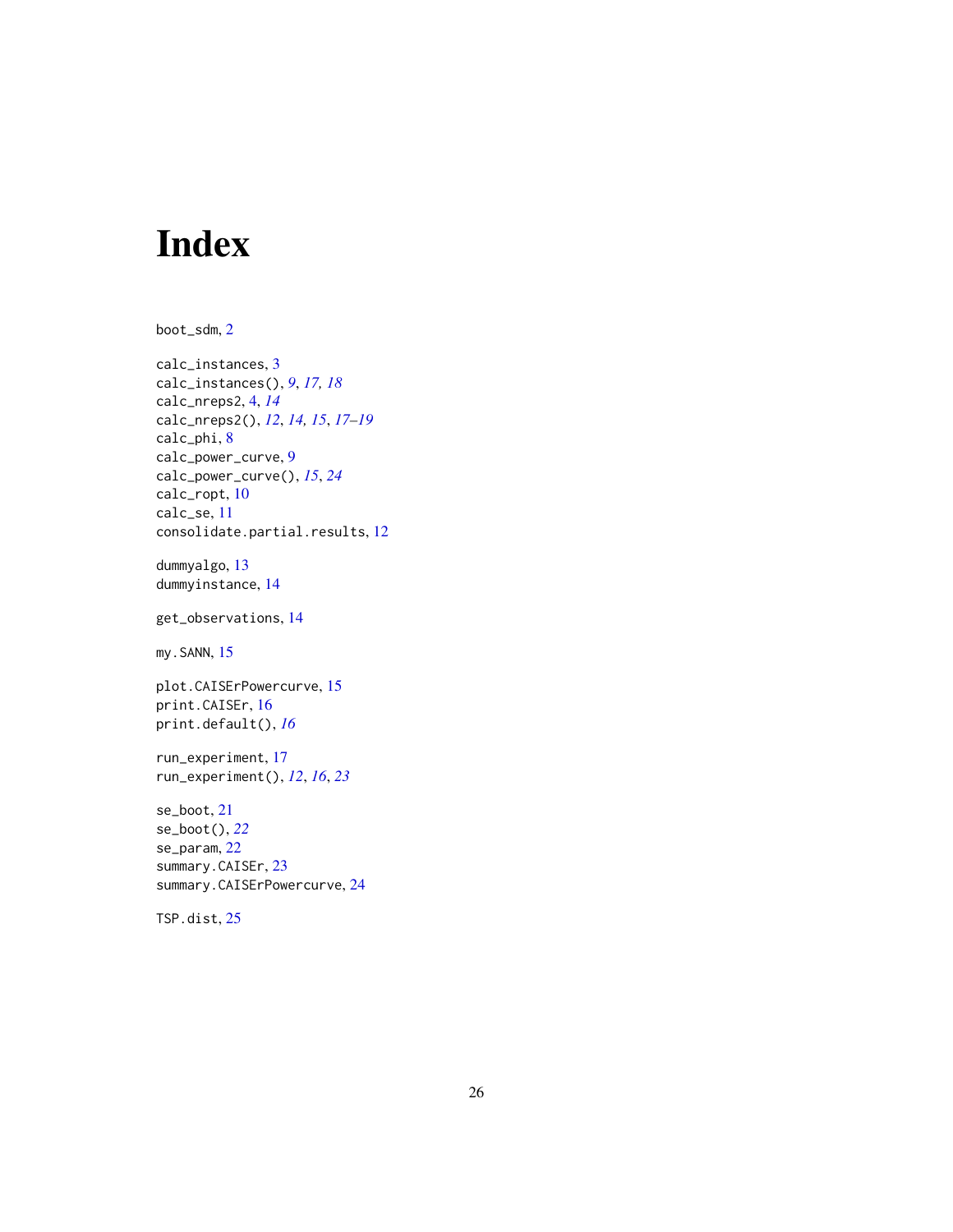# Index

boot_sdm, 2

calc_instances, 3
calc_instances(), *9*, *17, 18*
calc_nreps2, 4, *14*
calc_nreps2(), *12*, *14, 15*, *17–19*
calc_phi, 8
calc_power_curve, 9
calc_power_curve(), *15*, *24*
calc_ropt, 10
calc_se, 11
consolidate.partial.results, 12

dummyalgo, 13
dummyinstance, 14

get_observations, 14

my.SANN, 15

plot.CAISErPowercurve, 15
print.CAISEr, 16
print.default(), *16*

run_experiment, 17
run_experiment(), *12*, *16*, *23*

se_boot, 21
se_boot(), *22*
se_param, 22
summary.CAISEr, 23
summary.CAISErPowercurve, 24

TSP.dist, 25